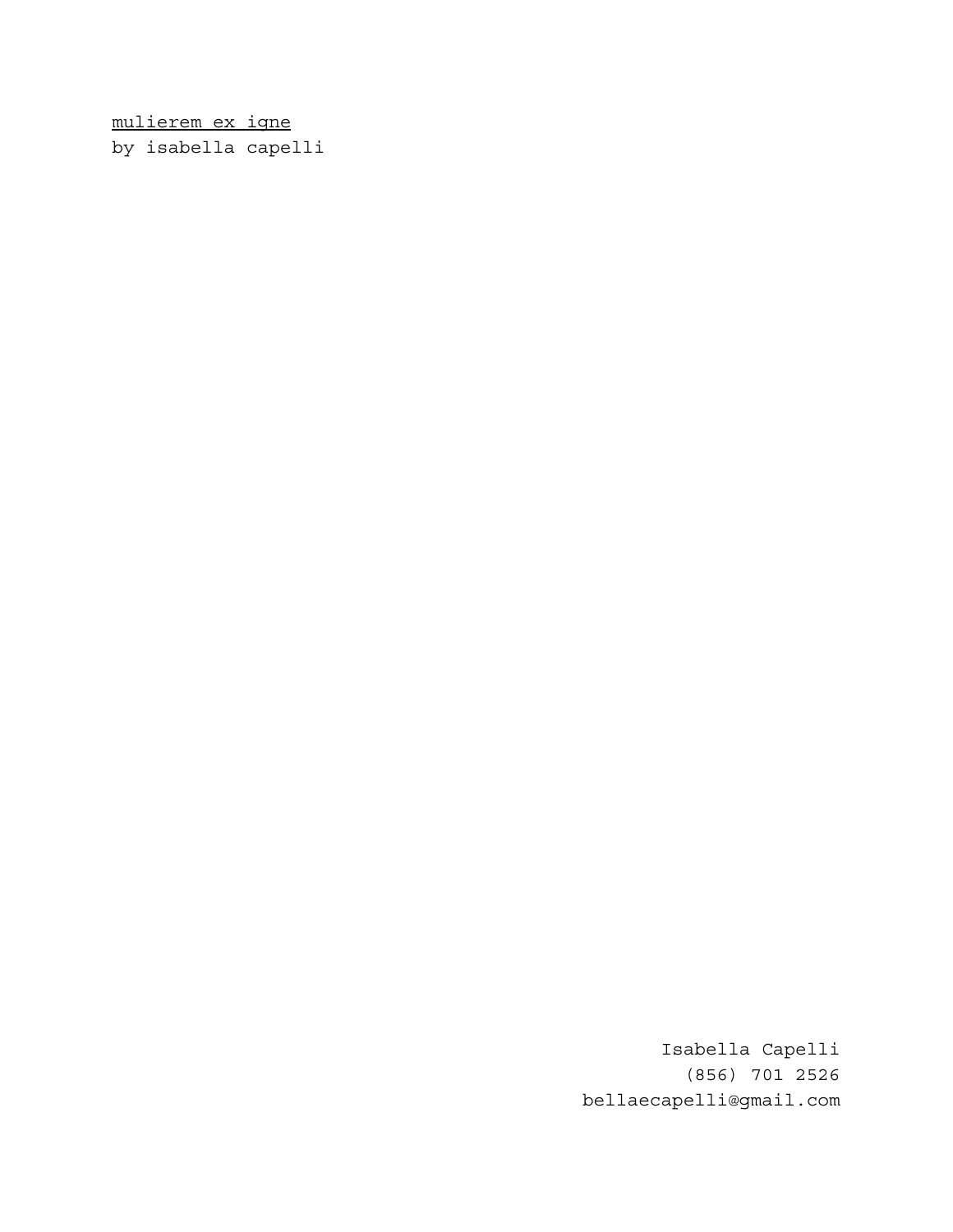<u>mulierem ex igne</u>
by isabella capelli

Isabella Capelli
(856) 701 2526
bellaecapelli@gmail.com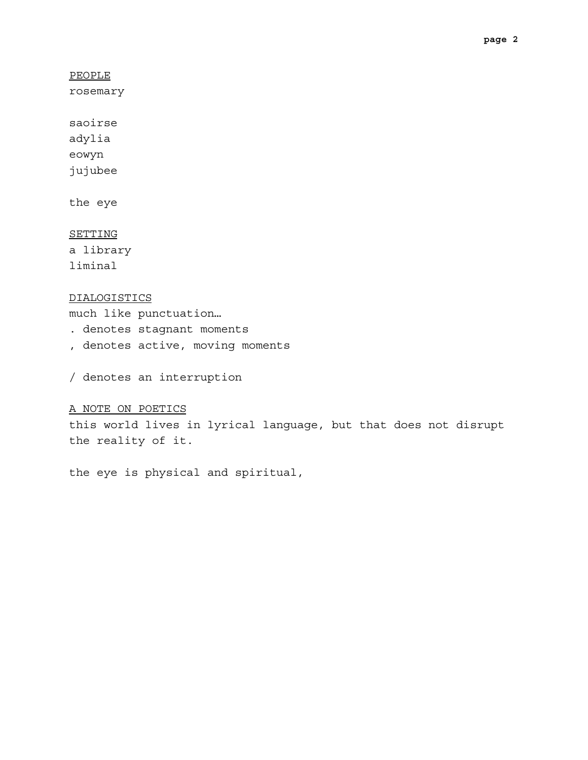<u>PEOPLE</u>

rosemary

saoirse
adylia
eowyn
jujubee

the eye

<u>SETTING</u>

a library
liminal

<u>DIALOGISTICS</u>

much like punctuation…
. denotes stagnant moments
, denotes active, moving moments

/ denotes an interruption

<u>A NOTE ON POETICS</u>

this world lives in lyrical language, but that does not disrupt the reality of it.

the eye is physical and spiritual,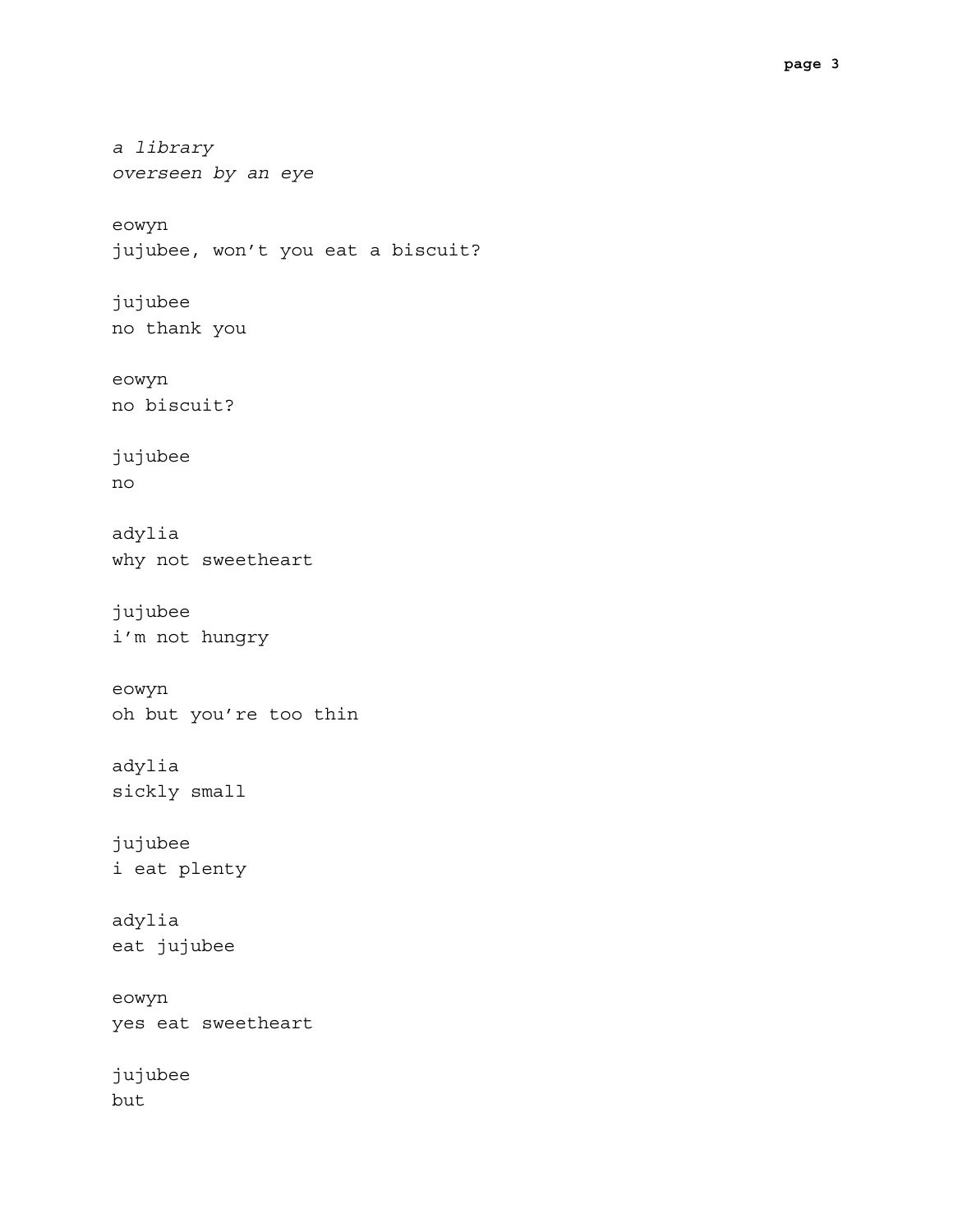*a library*
*overseen by an eye*

eowyn
jujubee, won't you eat a biscuit?

jujubee
no thank you

eowyn
no biscuit?

jujubee
no

adylia
why not sweetheart

jujubee
i'm not hungry

eowyn
oh but you're too thin

adylia
sickly small

jujubee
i eat plenty

adylia
eat jujubee

eowyn
yes eat sweetheart

jujubee
but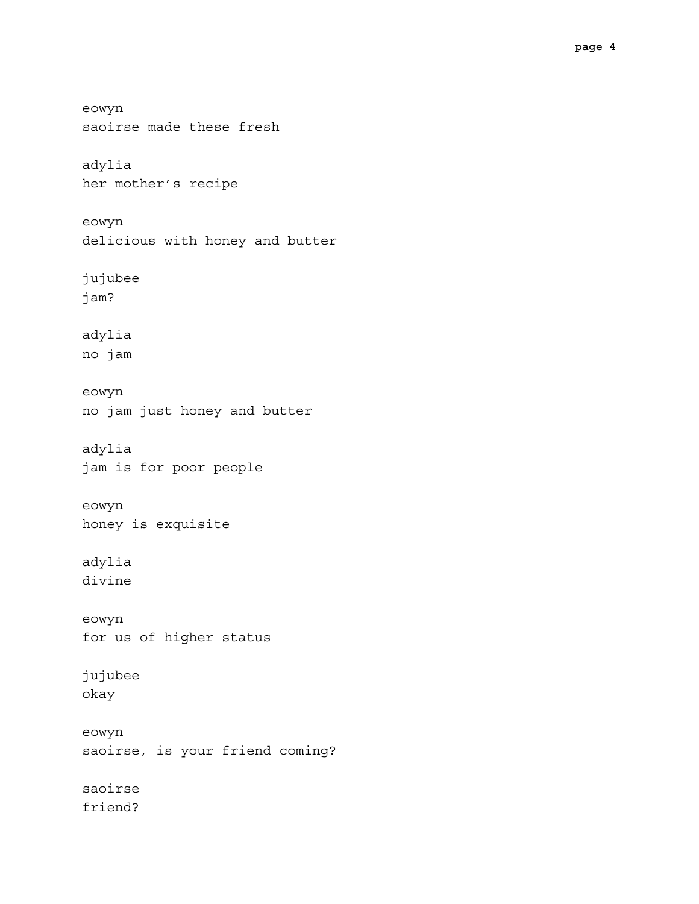eowyn
saoirse made these fresh

adylia
her mother’s recipe

eowyn
delicious with honey and butter

jujubee
jam?

adylia
no jam

eowyn
no jam just honey and butter

adylia
jam is for poor people

eowyn
honey is exquisite

adylia
divine

eowyn
for us of higher status

jujubee
okay

eowyn
saoirse, is your friend coming?

saoirse
friend?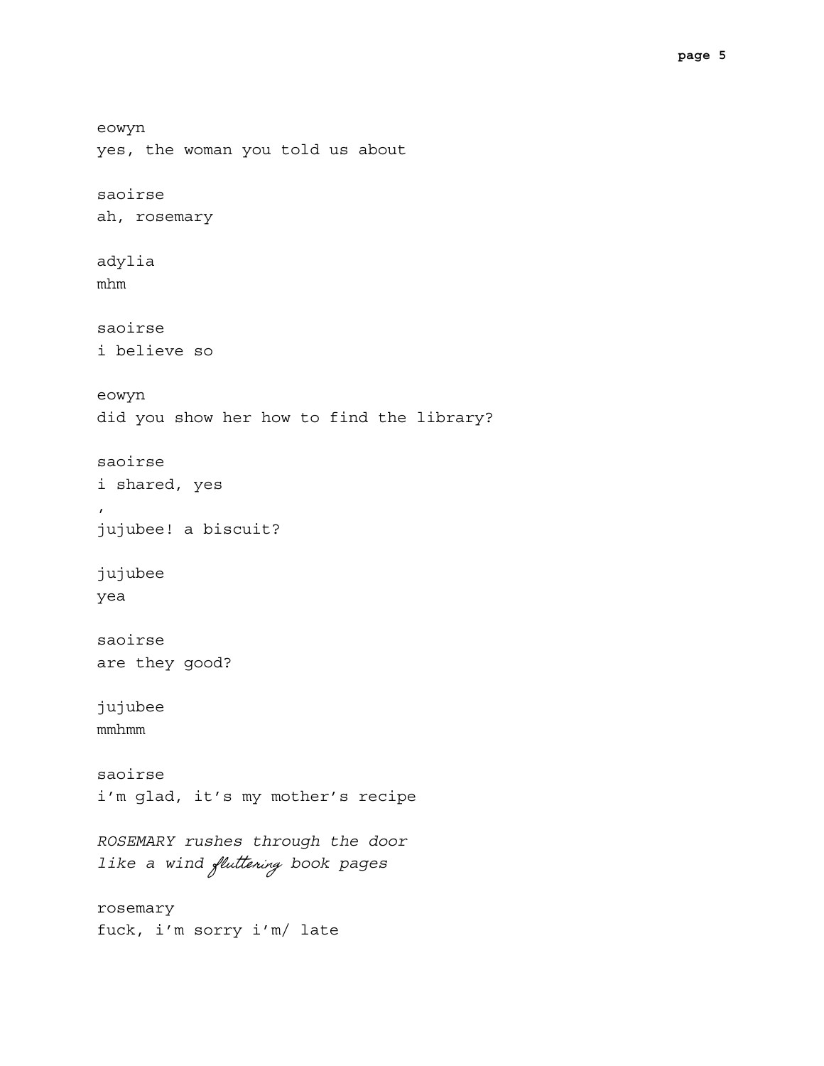eowyn
yes, the woman you told us about

saoirse
ah, rosemary

adylia
mhm

saoirse
i believe so

eowyn
did you show her how to find the library?

saoirse
i shared, yes
,
jujubee! a biscuit?

jujubee
yea

saoirse
are they good?

jujubee
mmhmm

saoirse
i'm glad, it's my mother's recipe

*ROSEMARY rushes through the door*
*like a wind fluttering book pages*

rosemary
fuck, i'm sorry i'm/ late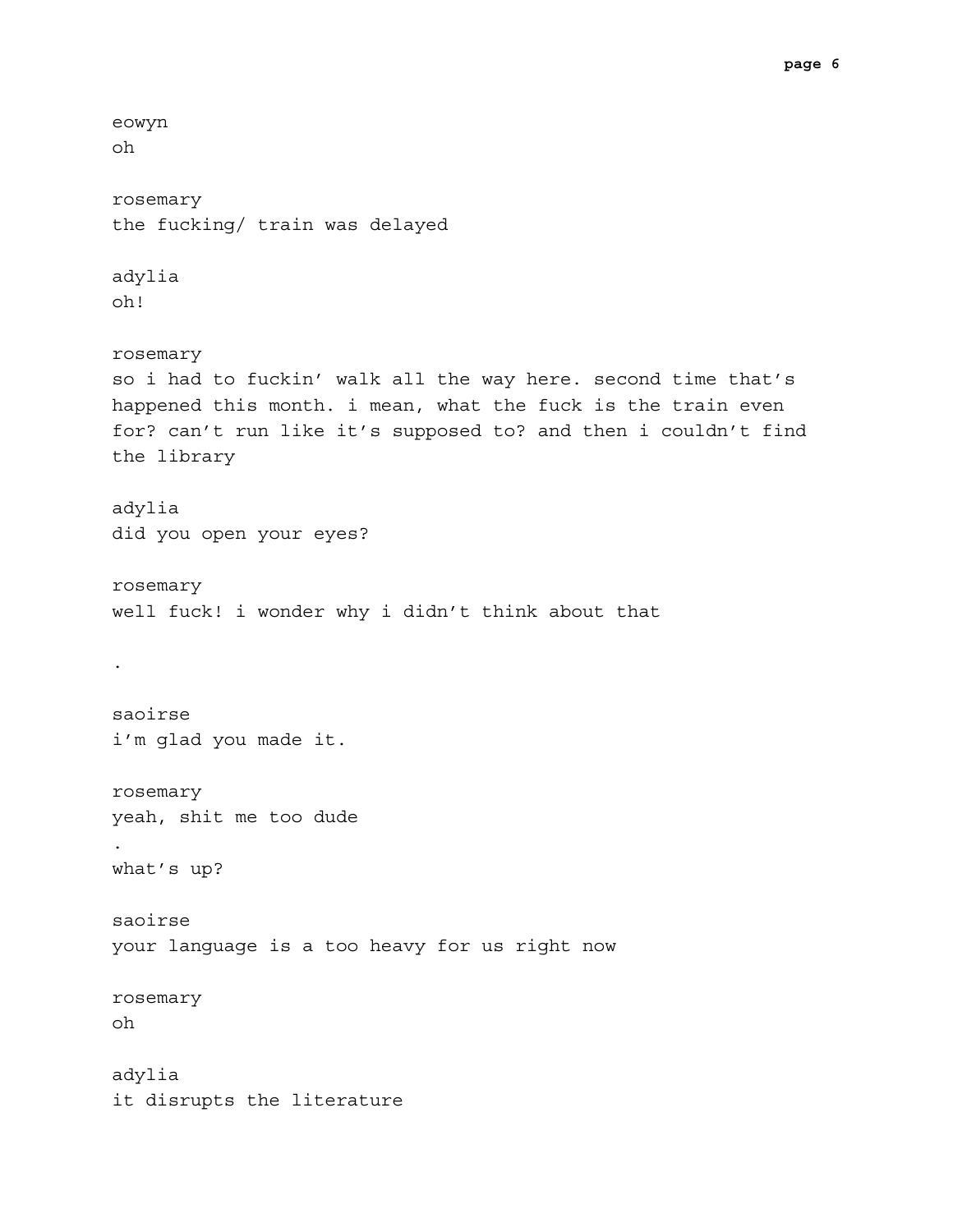eowyn
oh

rosemary
the fucking/ train was delayed

adylia
oh!

rosemary
so i had to fuckin' walk all the way here. second time that's happened this month. i mean, what the fuck is the train even for? can't run like it's supposed to? and then i couldn't find the library

adylia
did you open your eyes?

rosemary
well fuck! i wonder why i didn't think about that

.

saoirse
i'm glad you made it.

rosemary
yeah, shit me too dude
.
what's up?

saoirse
your language is a too heavy for us right now

rosemary
oh

adylia
it disrupts the literature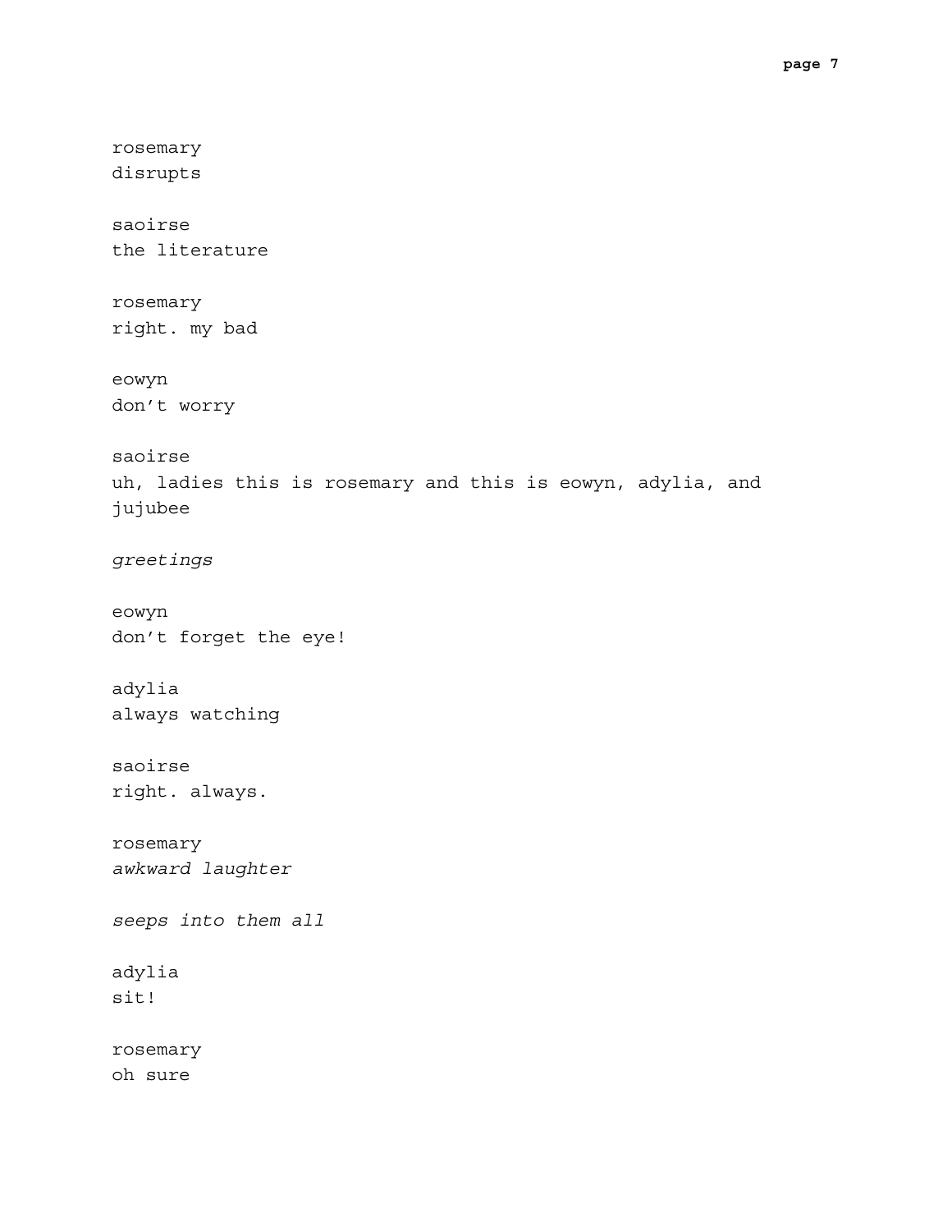rosemary
disrupts

saoirse
the literature

rosemary
right. my bad

eowyn
don’t worry

saoirse
uh, ladies this is rosemary and this is eowyn, adylia, and jujubee

*greetings*

eowyn
don’t forget the eye!

adylia
always watching

saoirse
right. always.

rosemary
*awkward laughter*

*seeps into them all*

adylia
sit!

rosemary
oh sure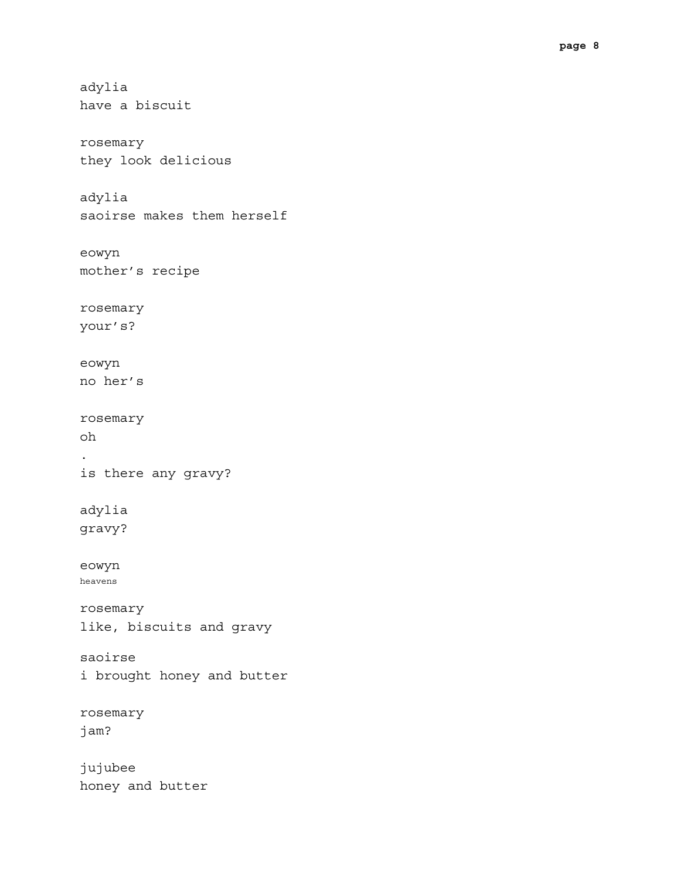adylia
have a biscuit

rosemary
they look delicious

adylia
saoirse makes them herself

eowyn
mother's recipe

rosemary
your's?

eowyn
no her's

rosemary
oh
.
is there any gravy?

adylia
gravy?

eowyn
heavens

rosemary
like, biscuits and gravy

saoirse
i brought honey and butter

rosemary
jam?

jujubee
honey and butter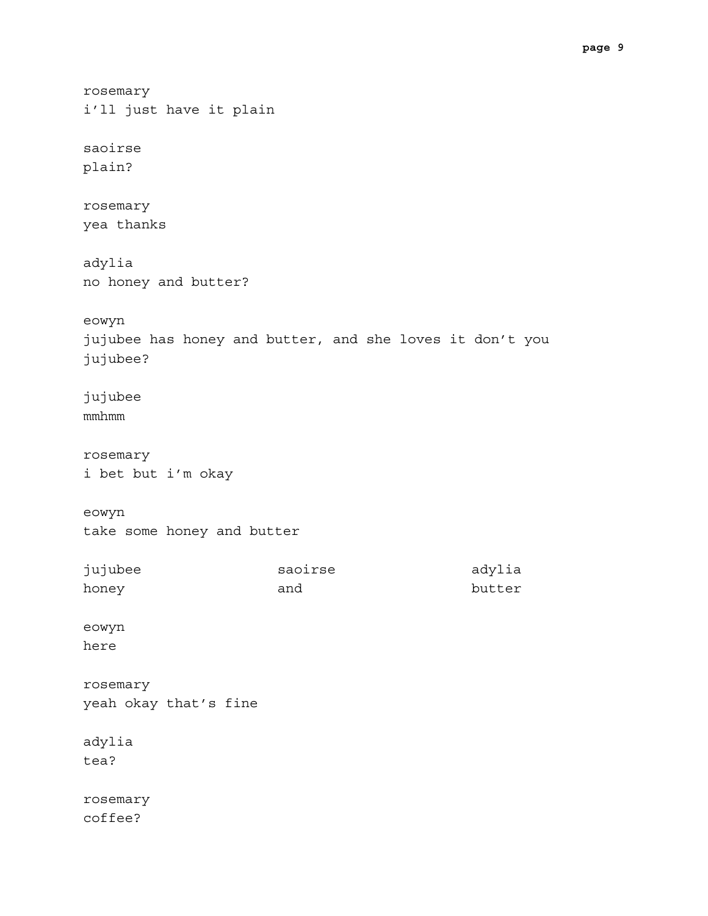rosemary
i'll just have it plain

saoirse
plain?

rosemary
yea thanks

adylia
no honey and butter?

eowyn
jujubee has honey and butter, and she loves it don't you jujubee?

jujubee
mmhmm

rosemary
i bet but i'm okay

eowyn
take some honey and butter

| | | |
|---|---|---|
| jujubee | saoirse | adylia |
| honey | and | butter |

eowyn
here

rosemary
yeah okay that's fine

adylia
tea?

rosemary
coffee?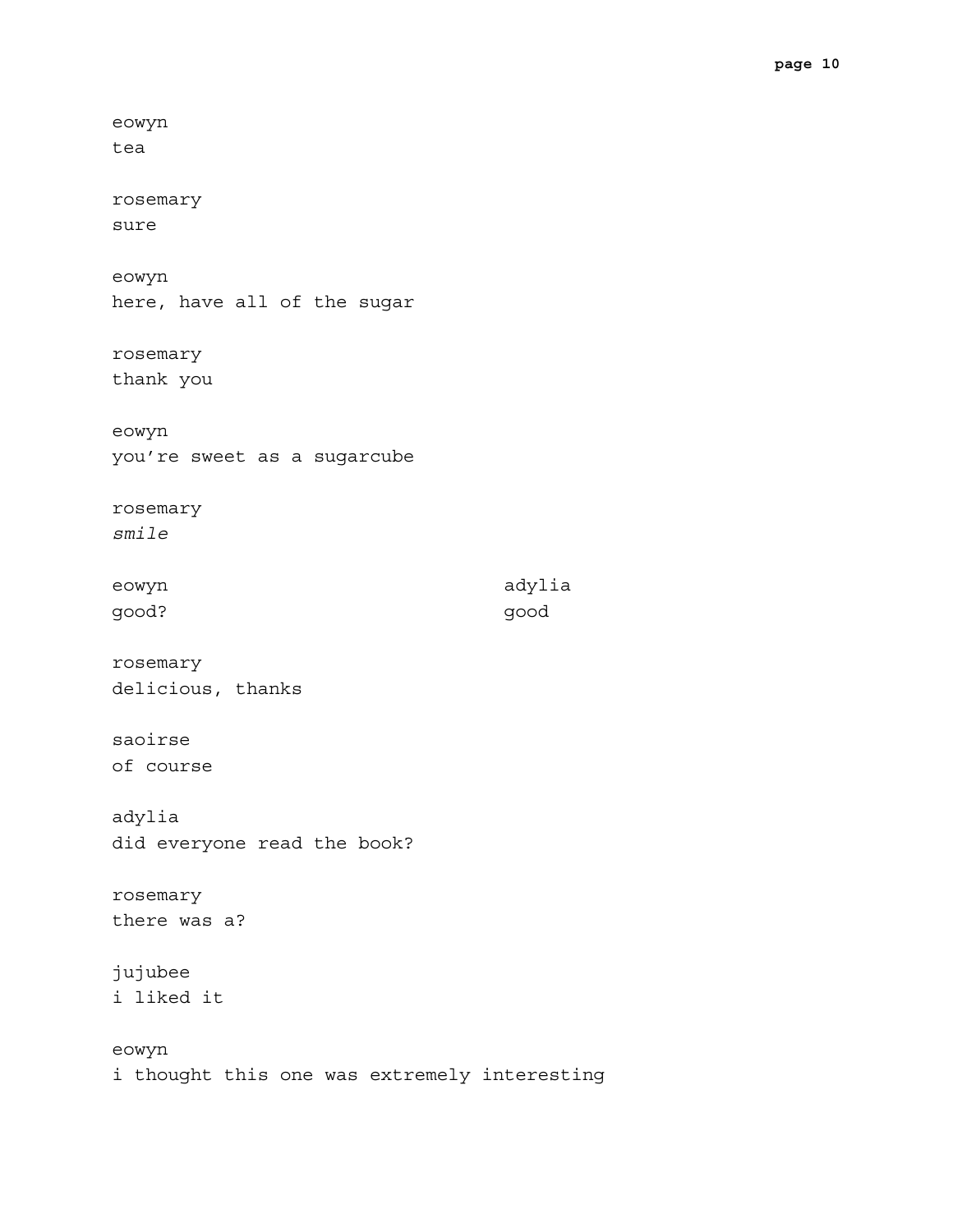eowyn
tea

rosemary
sure

eowyn
here, have all of the sugar

rosemary
thank you

eowyn
you're sweet as a sugarcube

rosemary
*smile*

eowyn
good?

adylia
good

rosemary
delicious, thanks

saoirse
of course

adylia
did everyone read the book?

rosemary
there was a?

jujubee
i liked it

eowyn
i thought this one was extremely interesting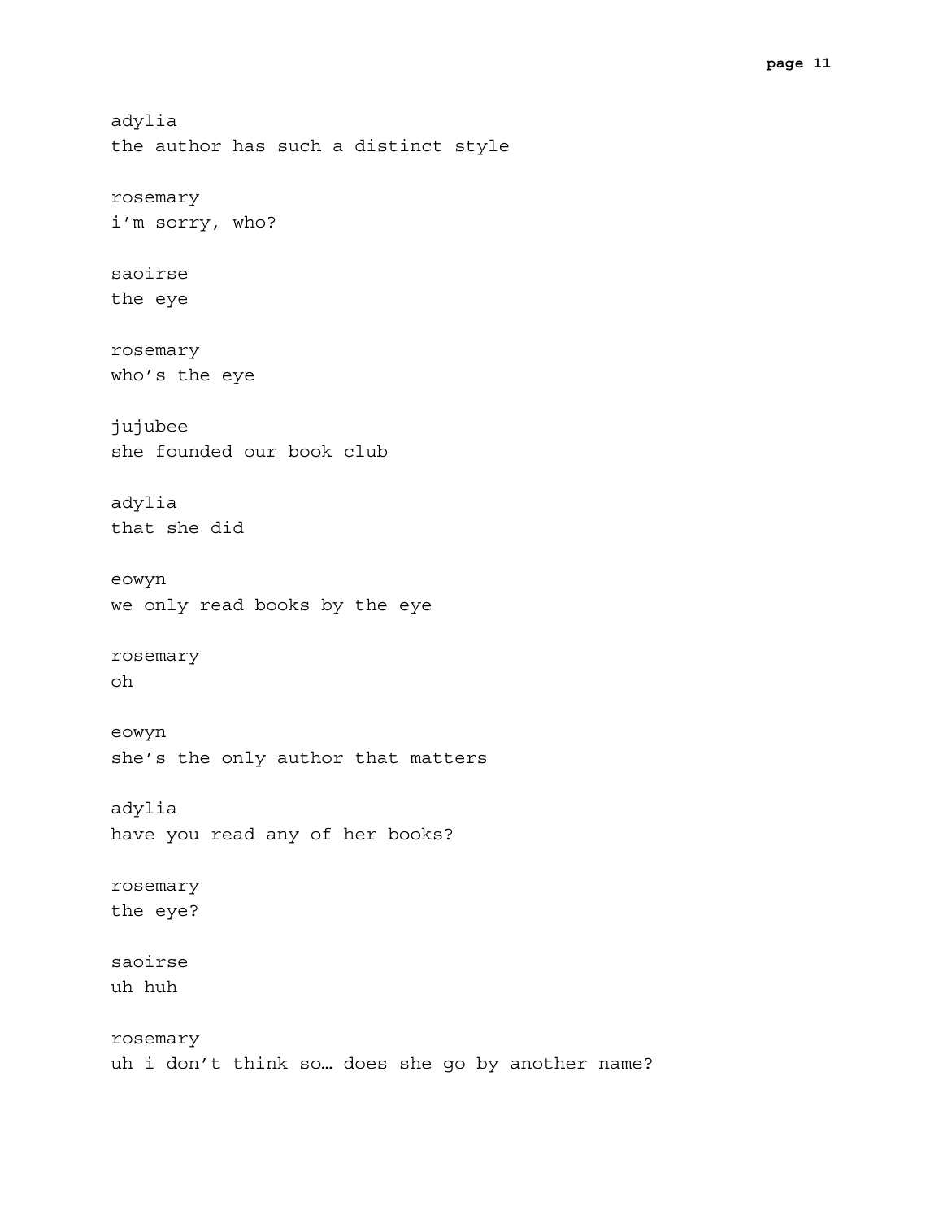adylia
the author has such a distinct style

rosemary
i'm sorry, who?

saoirse
the eye

rosemary
who's the eye

jujubee
she founded our book club

adylia
that she did

eowyn
we only read books by the eye

rosemary
oh

eowyn
she's the only author that matters

adylia
have you read any of her books?

rosemary
the eye?

saoirse
uh huh

rosemary
uh i don't think so… does she go by another name?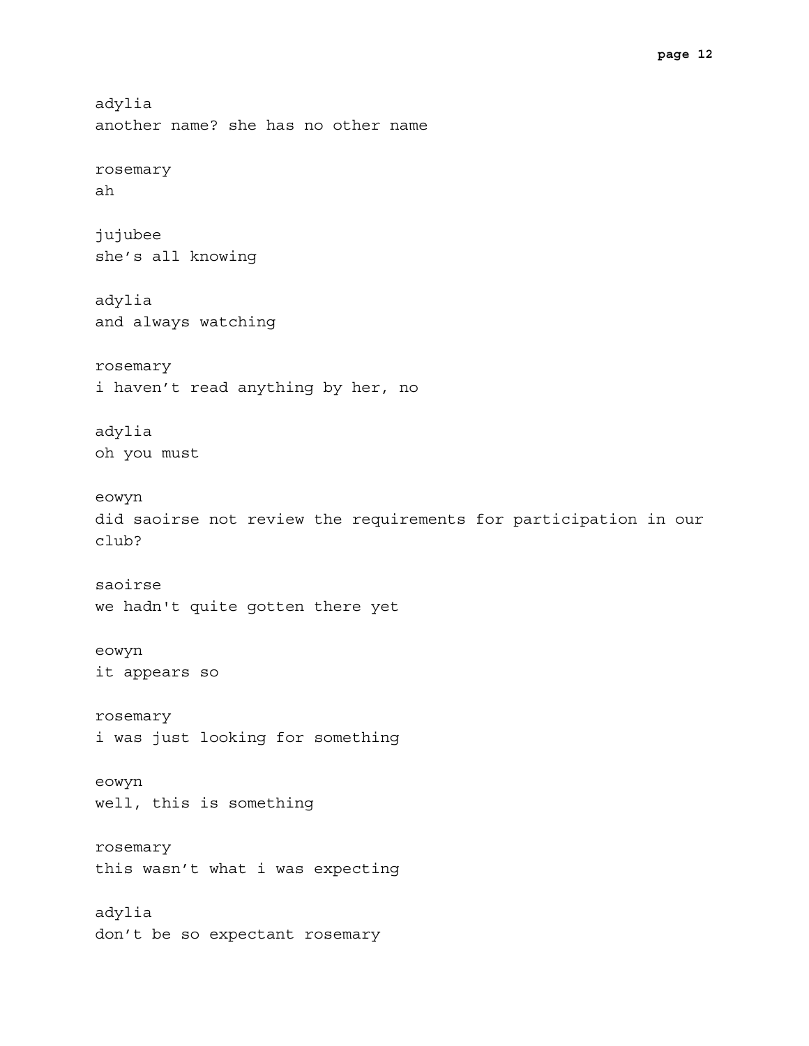adylia
another name? she has no other name

rosemary
ah

jujubee
she’s all knowing

adylia
and always watching

rosemary
i haven’t read anything by her, no

adylia
oh you must

eowyn
did saoirse not review the requirements for participation in our club?

saoirse
we hadn't quite gotten there yet

eowyn
it appears so

rosemary
i was just looking for something

eowyn
well, this is something

rosemary
this wasn’t what i was expecting

adylia
don’t be so expectant rosemary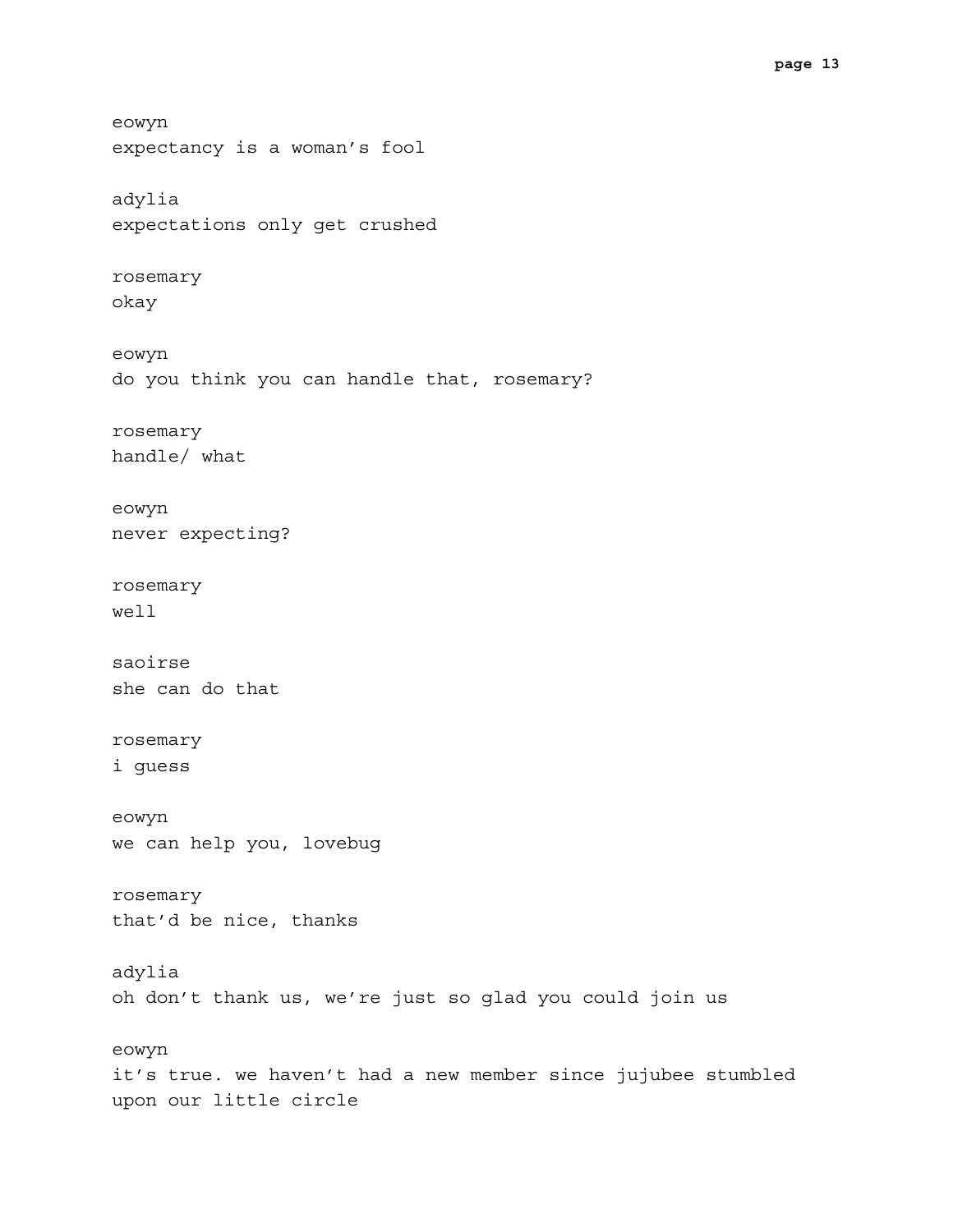eowyn
expectancy is a woman's fool

adylia
expectations only get crushed

rosemary
okay

eowyn
do you think you can handle that, rosemary?

rosemary
handle/ what

eowyn
never expecting?

rosemary
well

saoirse
she can do that

rosemary
i guess

eowyn
we can help you, lovebug

rosemary
that'd be nice, thanks

adylia
oh don't thank us, we're just so glad you could join us

eowyn
it's true. we haven't had a new member since jujubee stumbled upon our little circle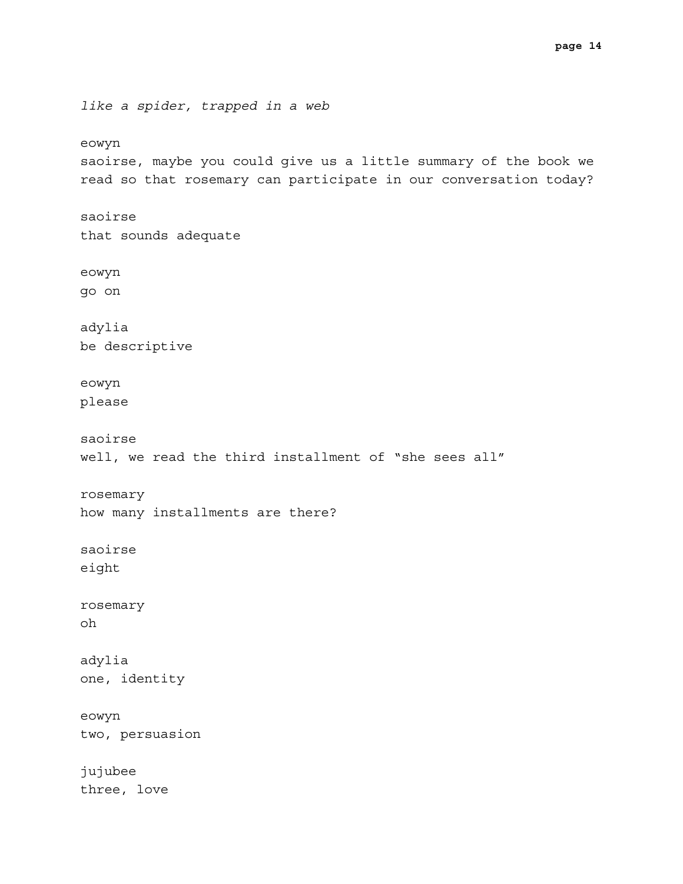*like a spider, trapped in a web*

eowyn
saoirse, maybe you could give us a little summary of the book we read so that rosemary can participate in our conversation today?

saoirse
that sounds adequate

eowyn
go on

adylia
be descriptive

eowyn
please

saoirse
well, we read the third installment of “she sees all”

rosemary
how many installments are there?

saoirse
eight

rosemary
oh

adylia
one, identity

eowyn
two, persuasion

jujubee
three, love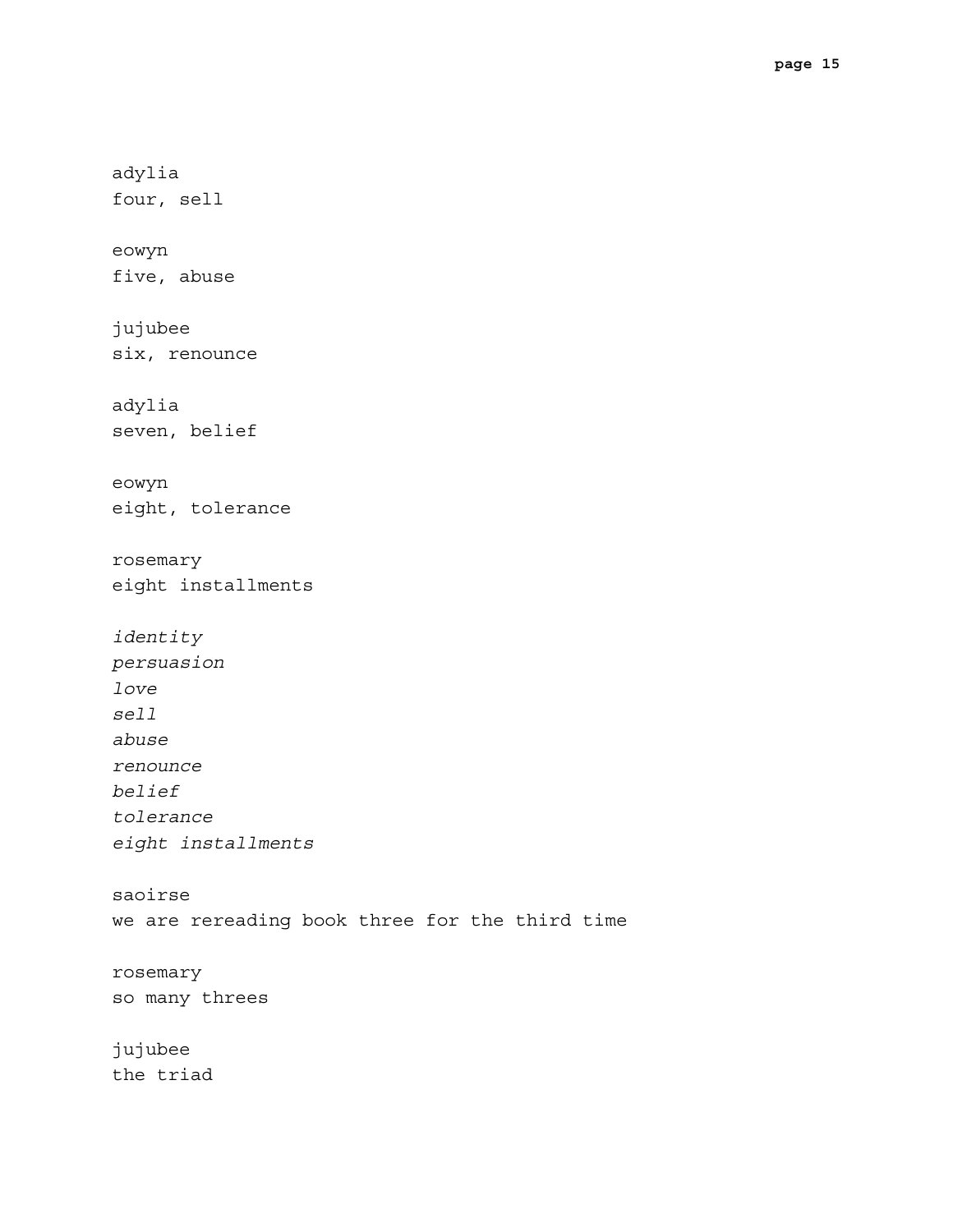adylia
four, sell

eowyn
five, abuse

jujubee
six, renounce

adylia
seven, belief

eowyn
eight, tolerance

rosemary
eight installments

*identity*
*persuasion*
*love*
*sell*
*abuse*
*renounce*
*belief*
*tolerance*
*eight installments*

saoirse
we are rereading book three for the third time

rosemary
so many threes

jujubee
the triad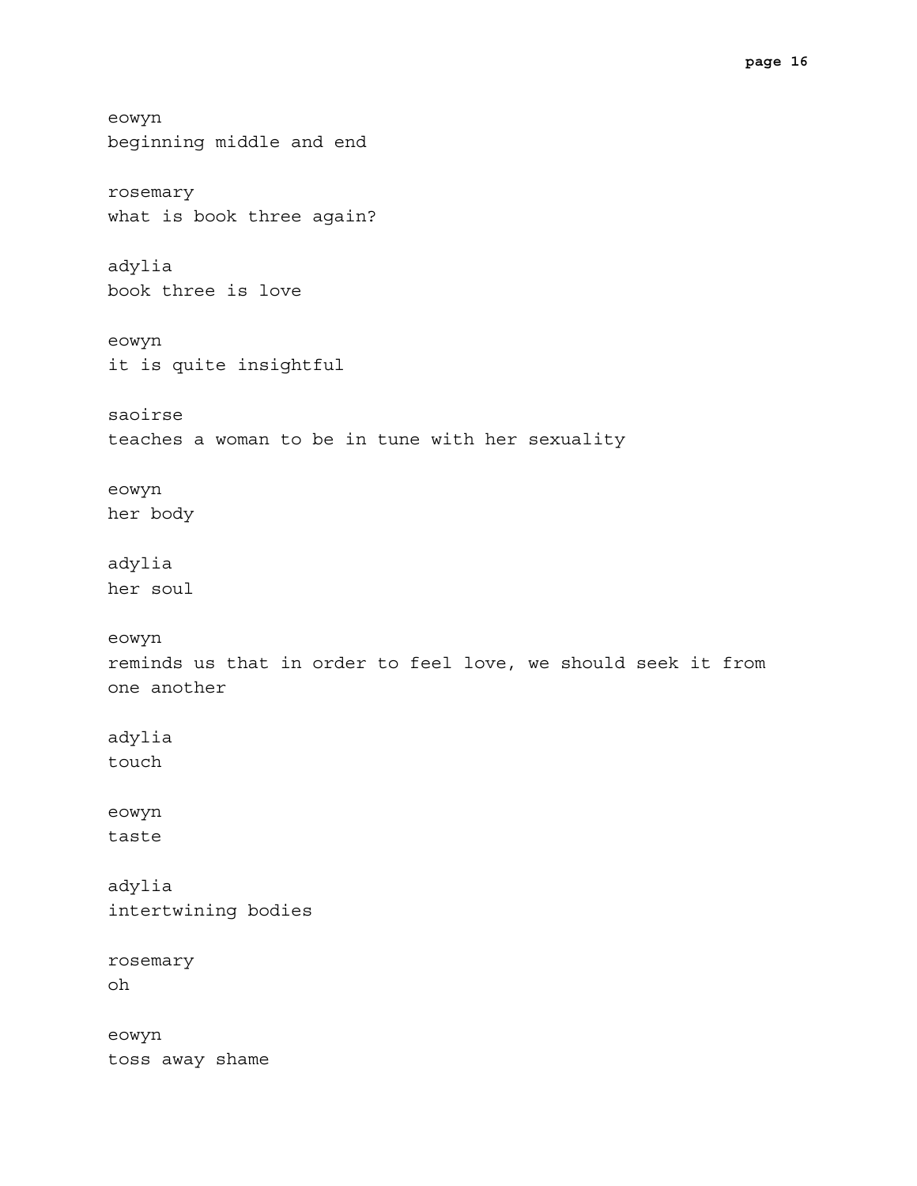eowyn
beginning middle and end

rosemary
what is book three again?

adylia
book three is love

eowyn
it is quite insightful

saoirse
teaches a woman to be in tune with her sexuality

eowyn
her body

adylia
her soul

eowyn
reminds us that in order to feel love, we should seek it from one another

adylia
touch

eowyn
taste

adylia
intertwining bodies

rosemary
oh

eowyn
toss away shame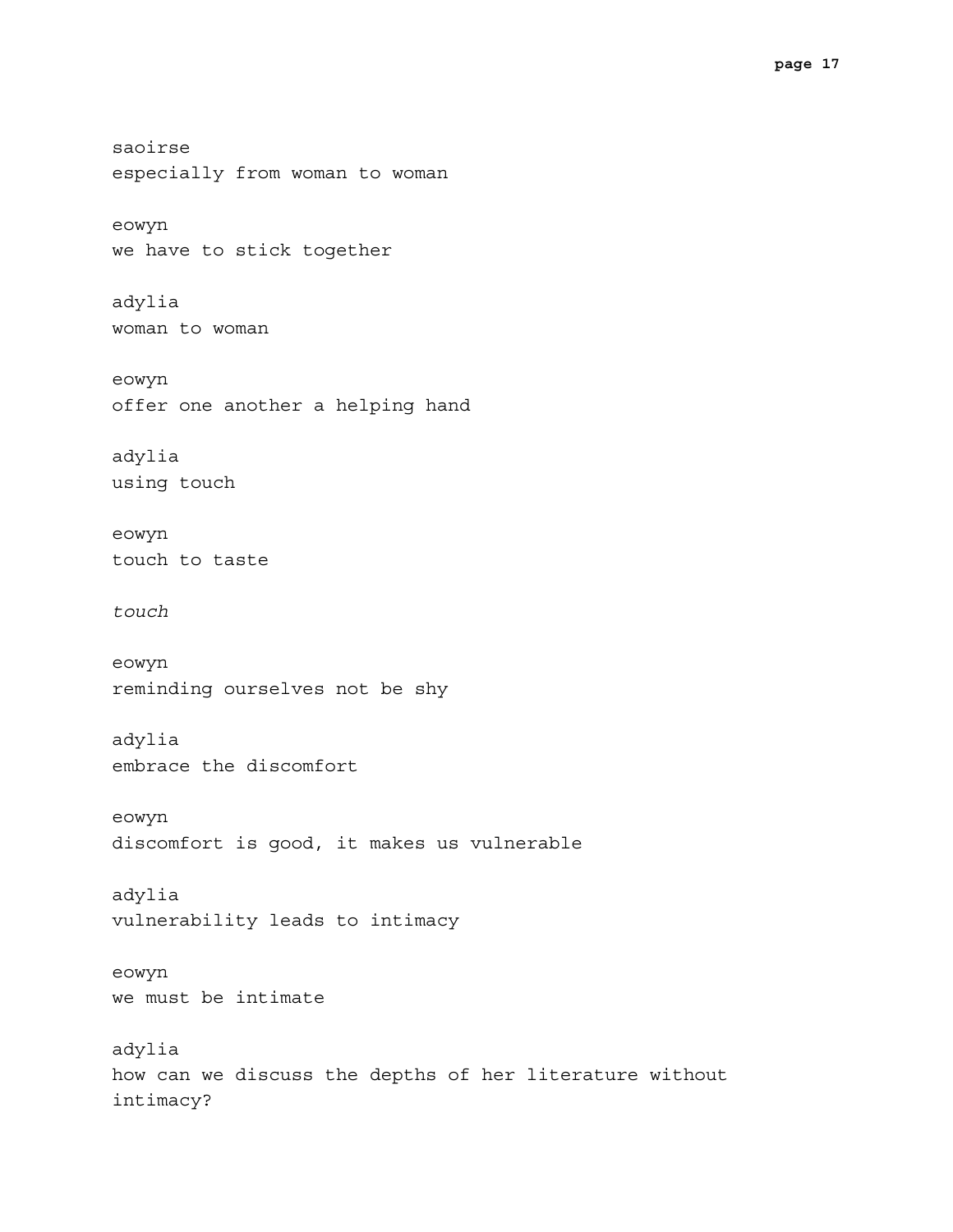saoirse
especially from woman to woman

eowyn
we have to stick together

adylia
woman to woman

eowyn
offer one another a helping hand

adylia
using touch

eowyn
touch to taste

*touch*

eowyn
reminding ourselves not be shy

adylia
embrace the discomfort

eowyn
discomfort is good, it makes us vulnerable

adylia
vulnerability leads to intimacy

eowyn
we must be intimate

adylia
how can we discuss the depths of her literature without intimacy?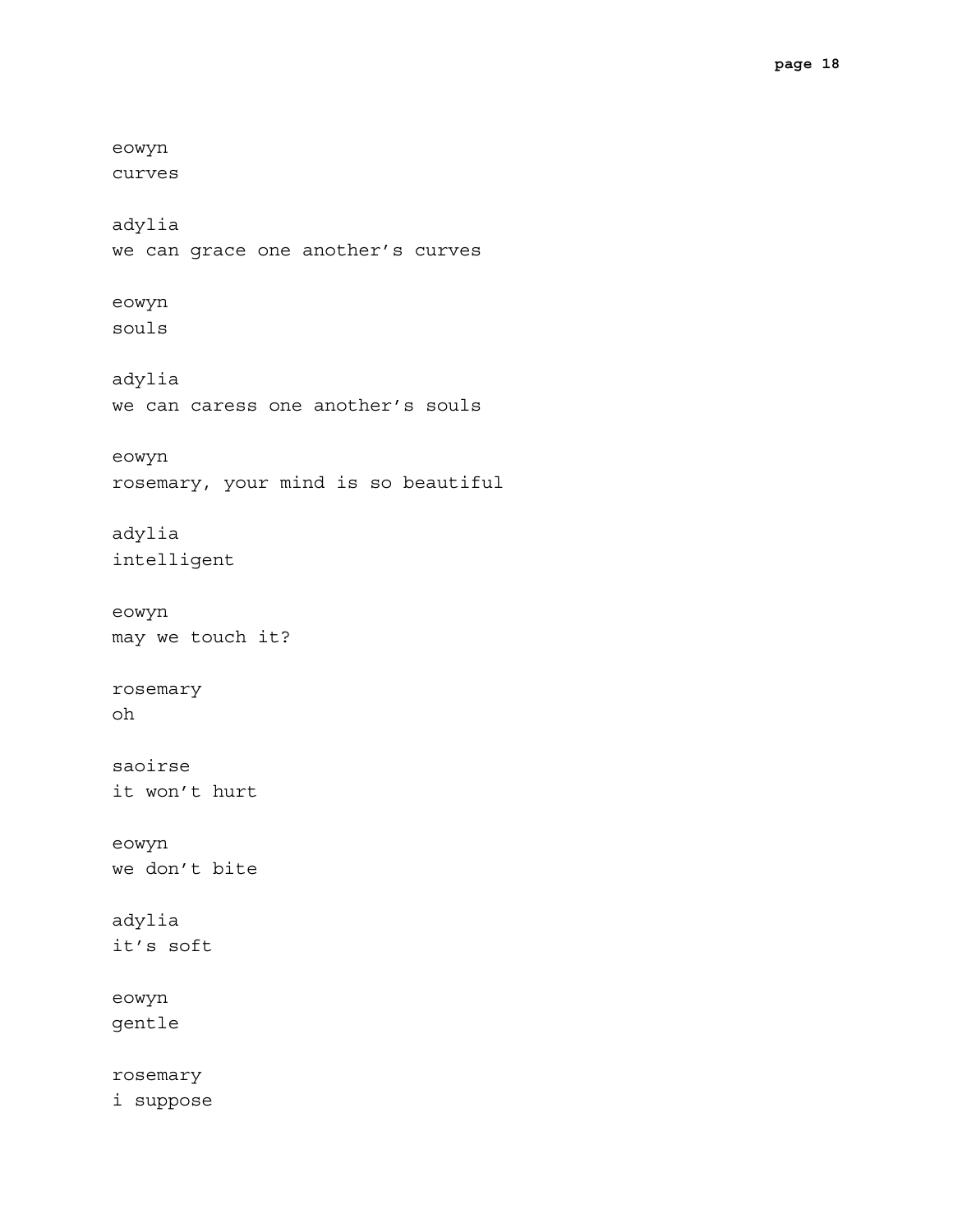eowyn
curves

adylia
we can grace one another's curves

eowyn
souls

adylia
we can caress one another's souls

eowyn
rosemary, your mind is so beautiful

adylia
intelligent

eowyn
may we touch it?

rosemary
oh

saoirse
it won't hurt

eowyn
we don't bite

adylia
it's soft

eowyn
gentle

rosemary
i suppose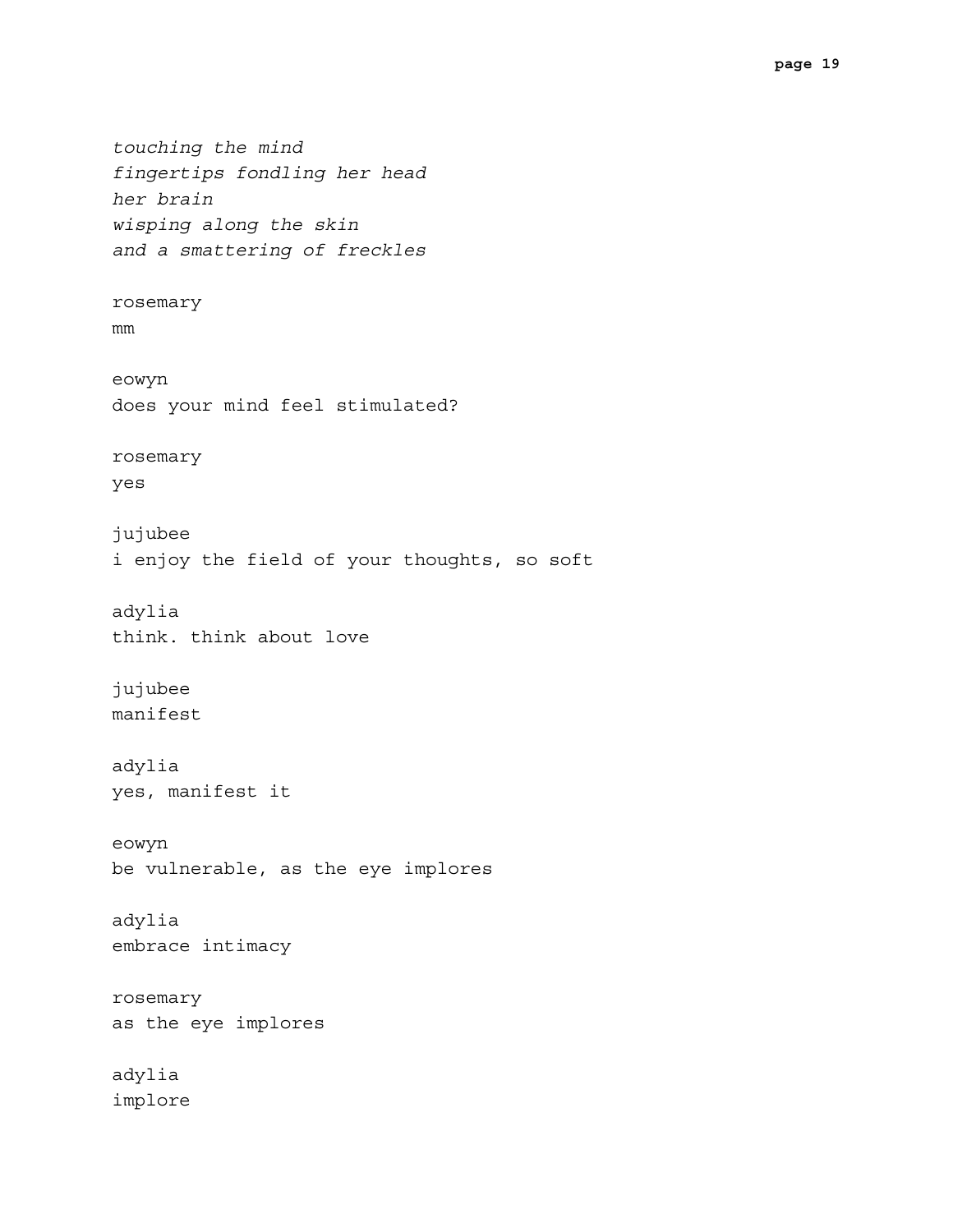*touching the mind*
*fingertips fondling her head*
*her brain*
*wisping along the skin*
*and a smattering of freckles*

rosemary
mm

eowyn
does your mind feel stimulated?

rosemary
yes

jujubee
i enjoy the field of your thoughts, so soft

adylia
think. think about love

jujubee
manifest

adylia
yes, manifest it

eowyn
be vulnerable, as the eye implores

adylia
embrace intimacy

rosemary
as the eye implores

adylia
implore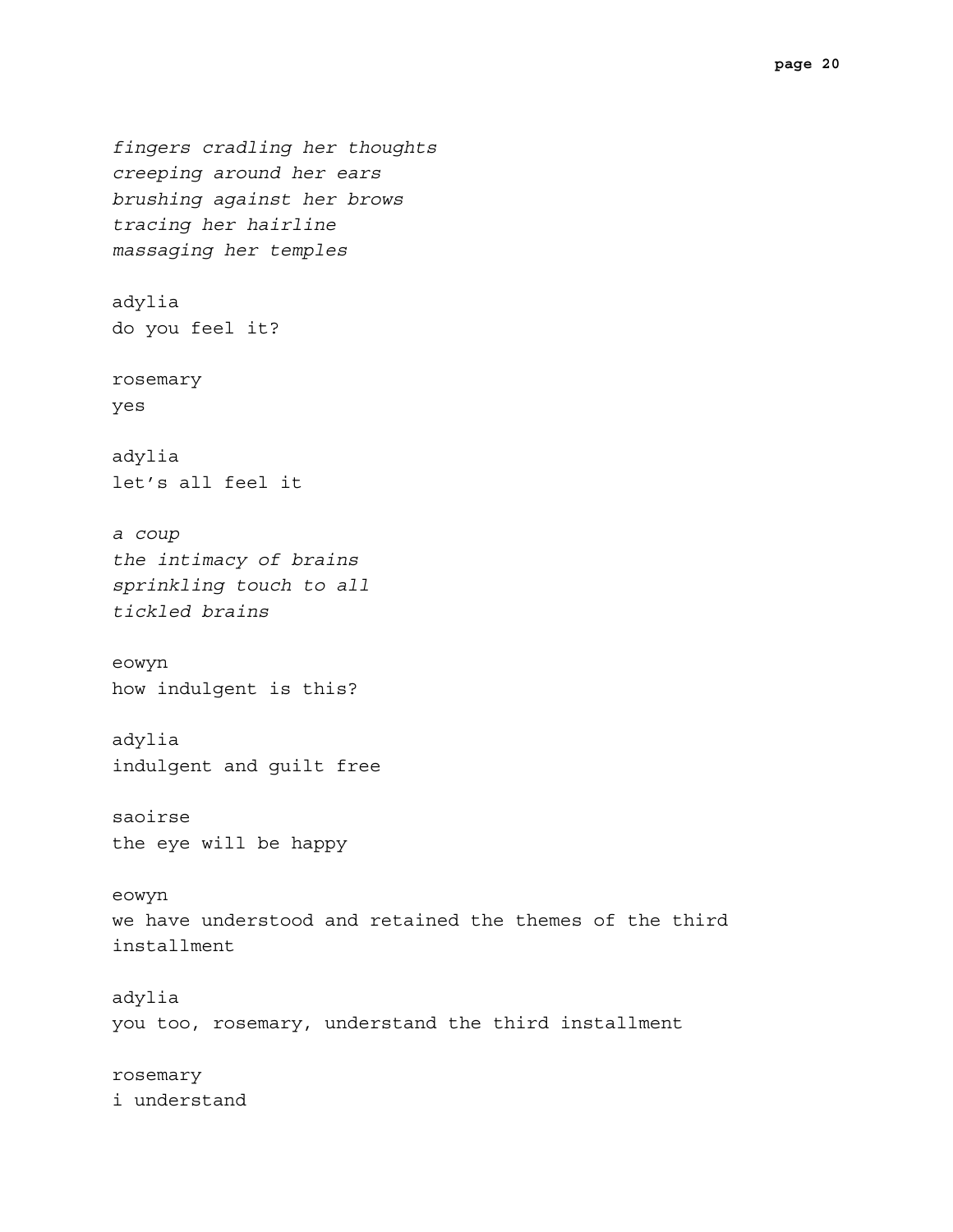*fingers cradling her thoughts*
*creeping around her ears*
*brushing against her brows*
*tracing her hairline*
*massaging her temples*

adylia
do you feel it?

rosemary
yes

adylia
let's all feel it

*a coup*
*the intimacy of brains*
*sprinkling touch to all*
*tickled brains*

eowyn
how indulgent is this?

adylia
indulgent and guilt free

saoirse
the eye will be happy

eowyn
we have understood and retained the themes of the third installment

adylia
you too, rosemary, understand the third installment

rosemary
i understand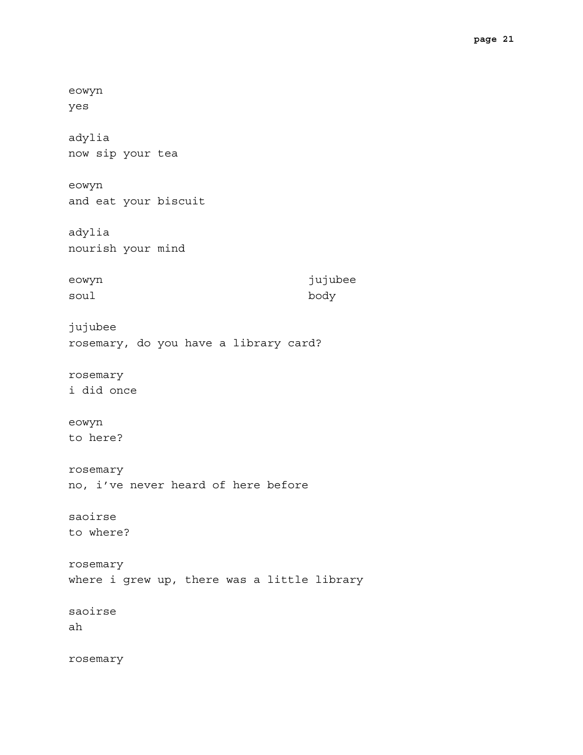eowyn
yes

adylia
now sip your tea

eowyn
and eat your biscuit

adylia
nourish your mind

eowyn
soul

jujubee
body

jujubee
rosemary, do you have a library card?

rosemary
i did once

eowyn
to here?

rosemary
no, i've never heard of here before

saoirse
to where?

rosemary
where i grew up, there was a little library

saoirse
ah

rosemary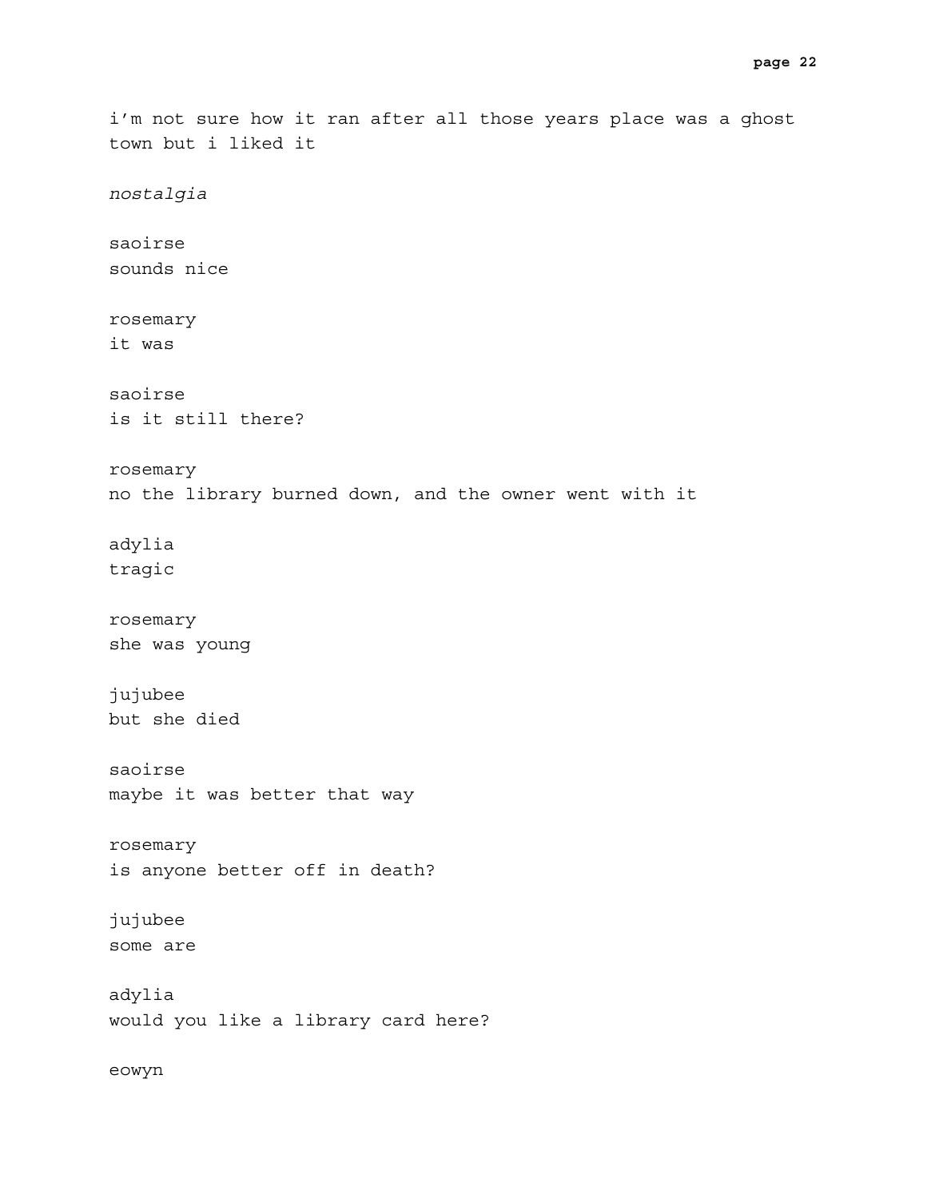i’m not sure how it ran after all those years place was a ghost town but i liked it

*nostalgia*

saoirse
sounds nice

rosemary
it was

saoirse
is it still there?

rosemary
no the library burned down, and the owner went with it

adylia
tragic

rosemary
she was young

jujubee
but she died

saoirse
maybe it was better that way

rosemary
is anyone better off in death?

jujubee
some are

adylia
would you like a library card here?

eowyn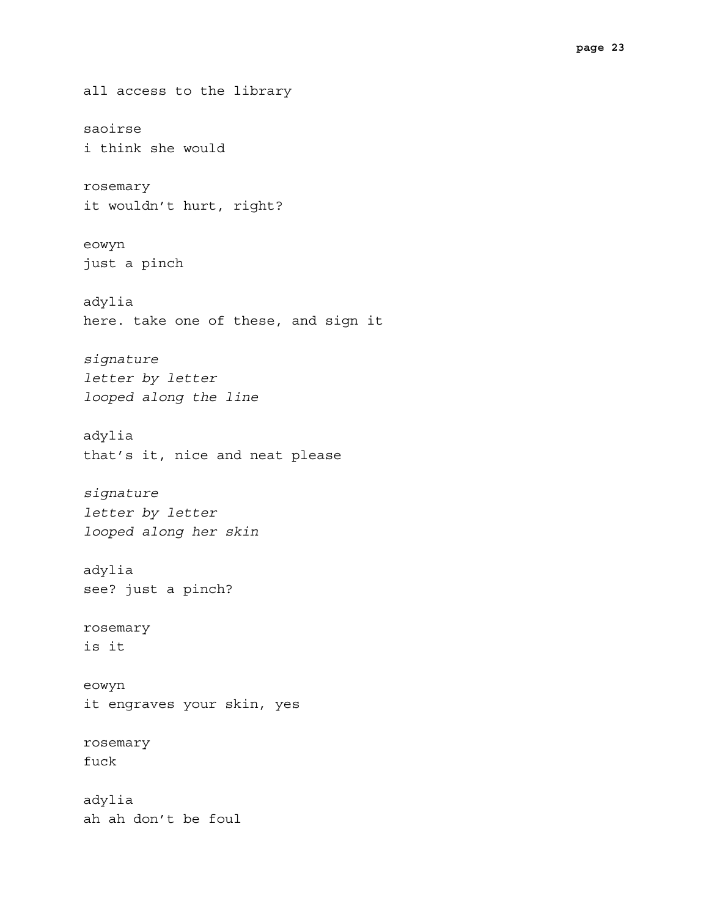all access to the library

saoirse
i think she would

rosemary
it wouldn’t hurt, right?

eowyn
just a pinch

adylia
here. take one of these, and sign it

*signature*
*letter by letter*
*looped along the line*

adylia
that’s it, nice and neat please

*signature*
*letter by letter*
*looped along her skin*

adylia
see? just a pinch?

rosemary
is it

eowyn
it engraves your skin, yes

rosemary
fuck

adylia
ah ah don’t be foul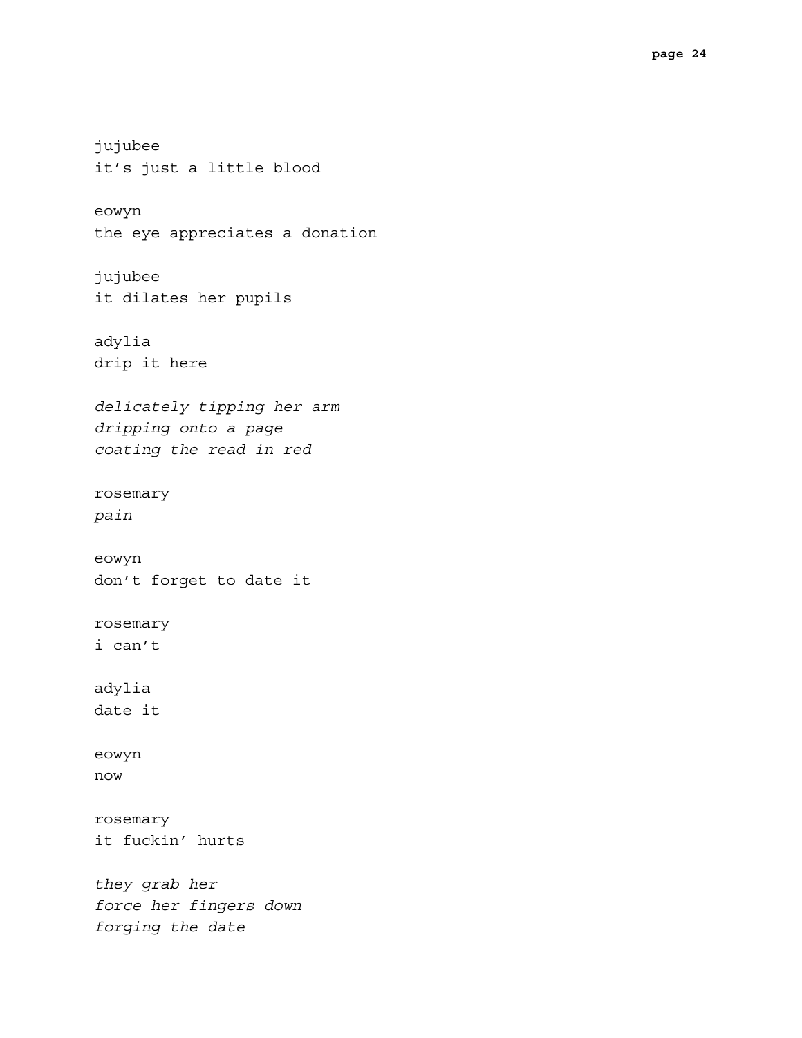jujubee
it's just a little blood

eowyn
the eye appreciates a donation

jujubee
it dilates her pupils

adylia
drip it here

*delicately tipping her arm*
*dripping onto a page*
*coating the read in red*

rosemary
*pain*

eowyn
don't forget to date it

rosemary
i can't

adylia
date it

eowyn
now

rosemary
it fuckin' hurts

*they grab her*
*force her fingers down*
*forging the date*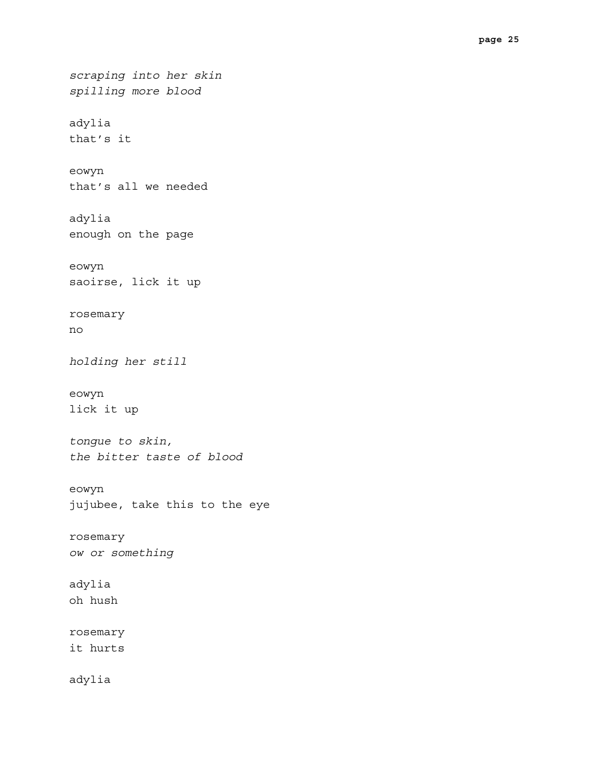*scraping into her skin*
*spilling more blood*

adylia
that's it

eowyn
that's all we needed

adylia
enough on the page

eowyn
saoirse, lick it up

rosemary
no

*holding her still*

eowyn
lick it up

*tongue to skin,*
*the bitter taste of blood*

eowyn
jujubee, take this to the eye

rosemary
*ow or something*

adylia
oh hush

rosemary
it hurts

adylia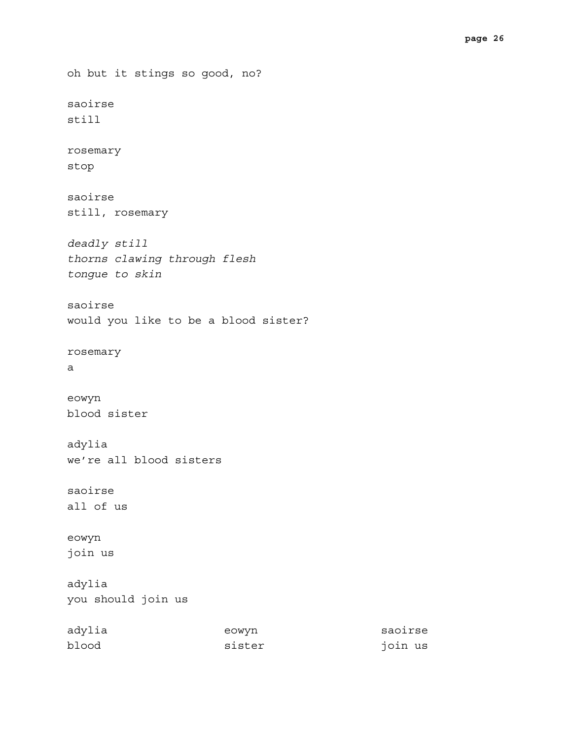oh but it stings so good, no?

saoirse
still

rosemary
stop

saoirse
still, rosemary

*deadly still*
*thorns clawing through flesh*
*tongue to skin*

saoirse
would you like to be a blood sister?

rosemary
a

eowyn
blood sister

adylia
we’re all blood sisters

saoirse
all of us

eowyn
join us

adylia
you should join us

| adylia | eowyn | saoirse |
| --- | --- | --- |
| blood | sister | join us |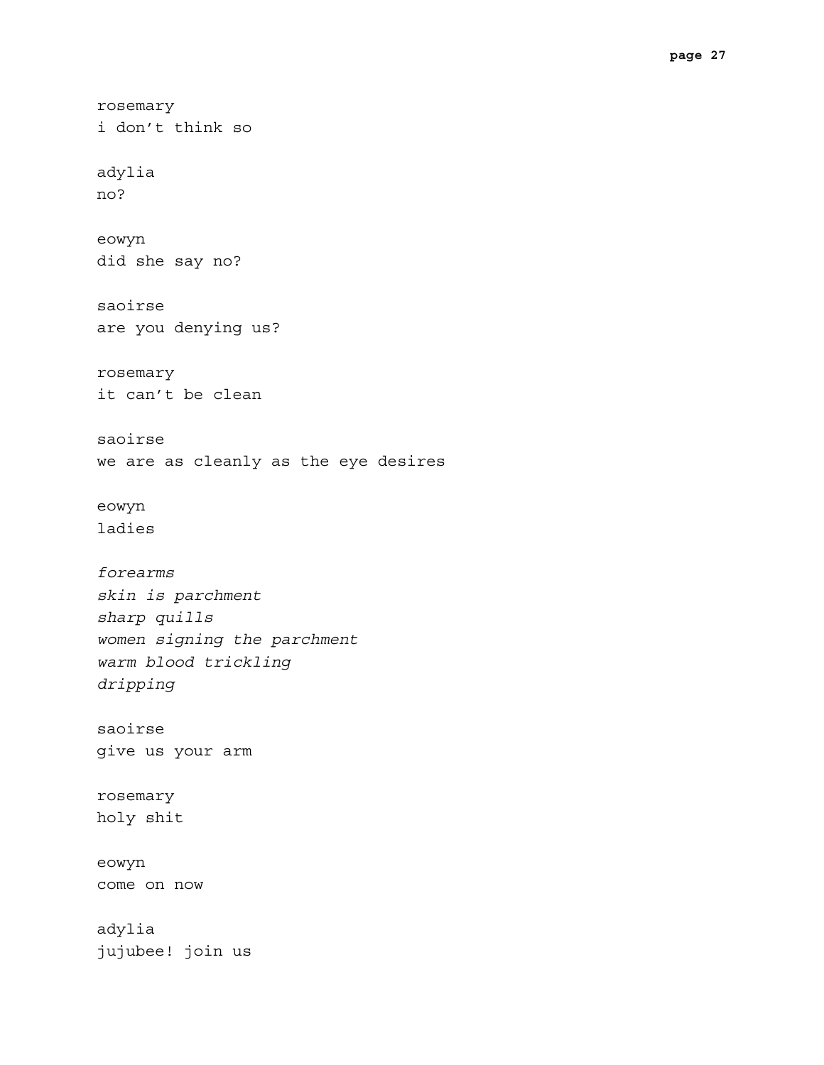rosemary
i don't think so

adylia
no?

eowyn
did she say no?

saoirse
are you denying us?

rosemary
it can't be clean

saoirse
we are as cleanly as the eye desires

eowyn
ladies

*forearms*
*skin is parchment*
*sharp quills*
*women signing the parchment*
*warm blood trickling*
*dripping*

saoirse
give us your arm

rosemary
holy shit

eowyn
come on now

adylia
jujubee! join us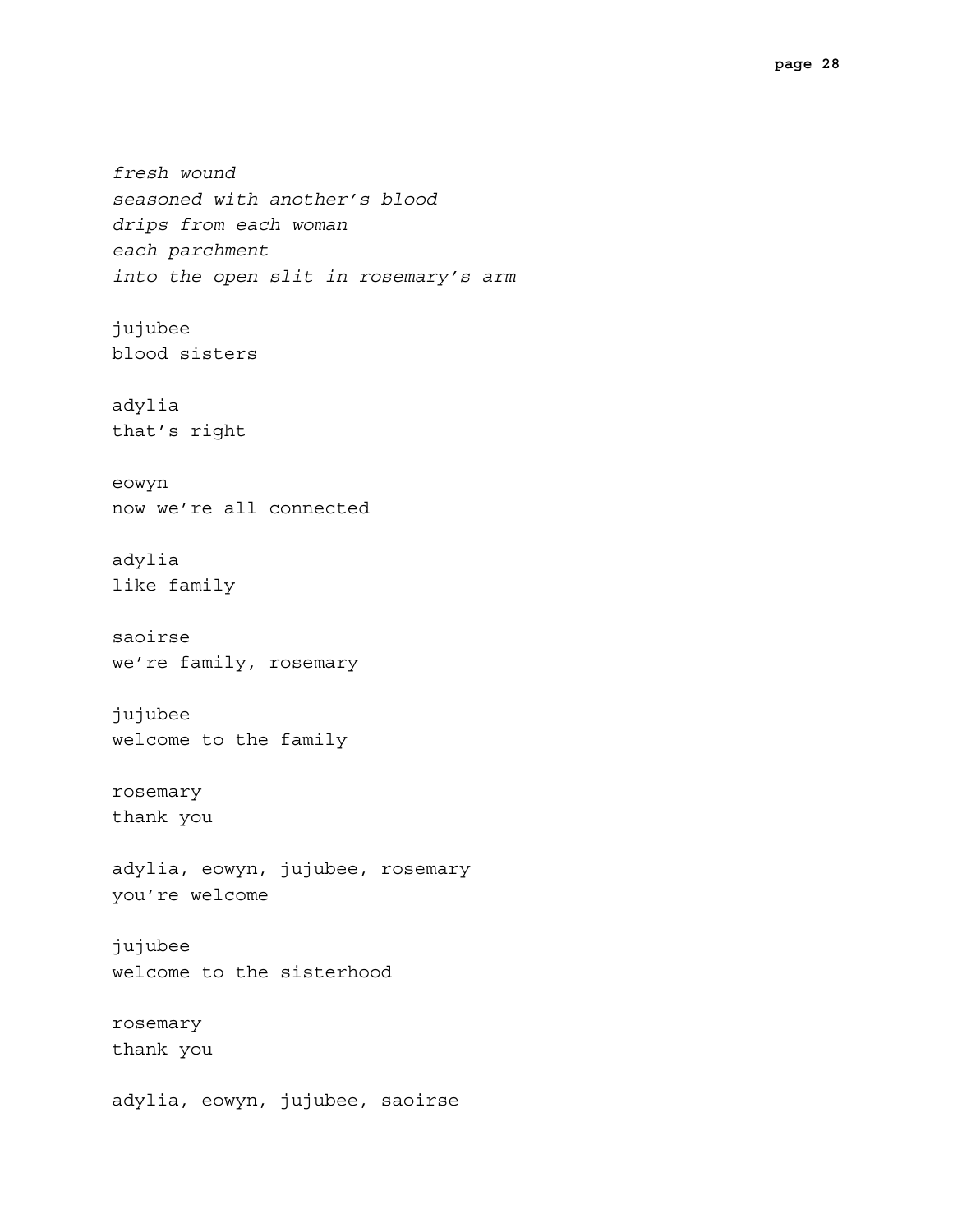*fresh wound*
*seasoned with another's blood*
*drips from each woman*
*each parchment*
*into the open slit in rosemary's arm*

jujubee
blood sisters

adylia
that's right

eowyn
now we're all connected

adylia
like family

saoirse
we're family, rosemary

jujubee
welcome to the family

rosemary
thank you

adylia, eowyn, jujubee, rosemary
you're welcome

jujubee
welcome to the sisterhood

rosemary
thank you

adylia, eowyn, jujubee, saoirse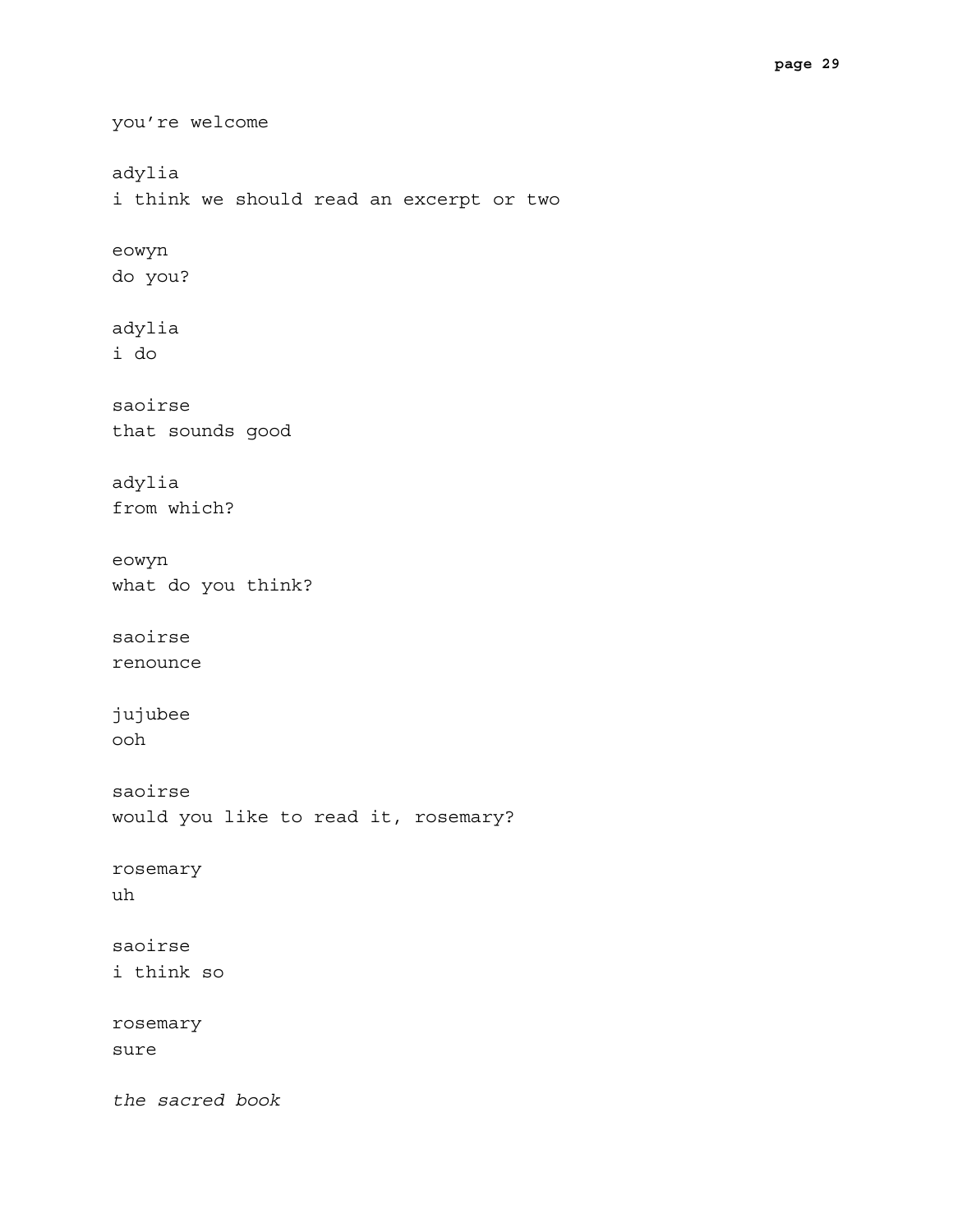you're welcome

adylia
i think we should read an excerpt or two

eowyn
do you?

adylia
i do

saoirse
that sounds good

adylia
from which?

eowyn
what do you think?

saoirse
renounce

jujubee
ooh

saoirse
would you like to read it, rosemary?

rosemary
uh

saoirse
i think so

rosemary
sure

*the sacred book*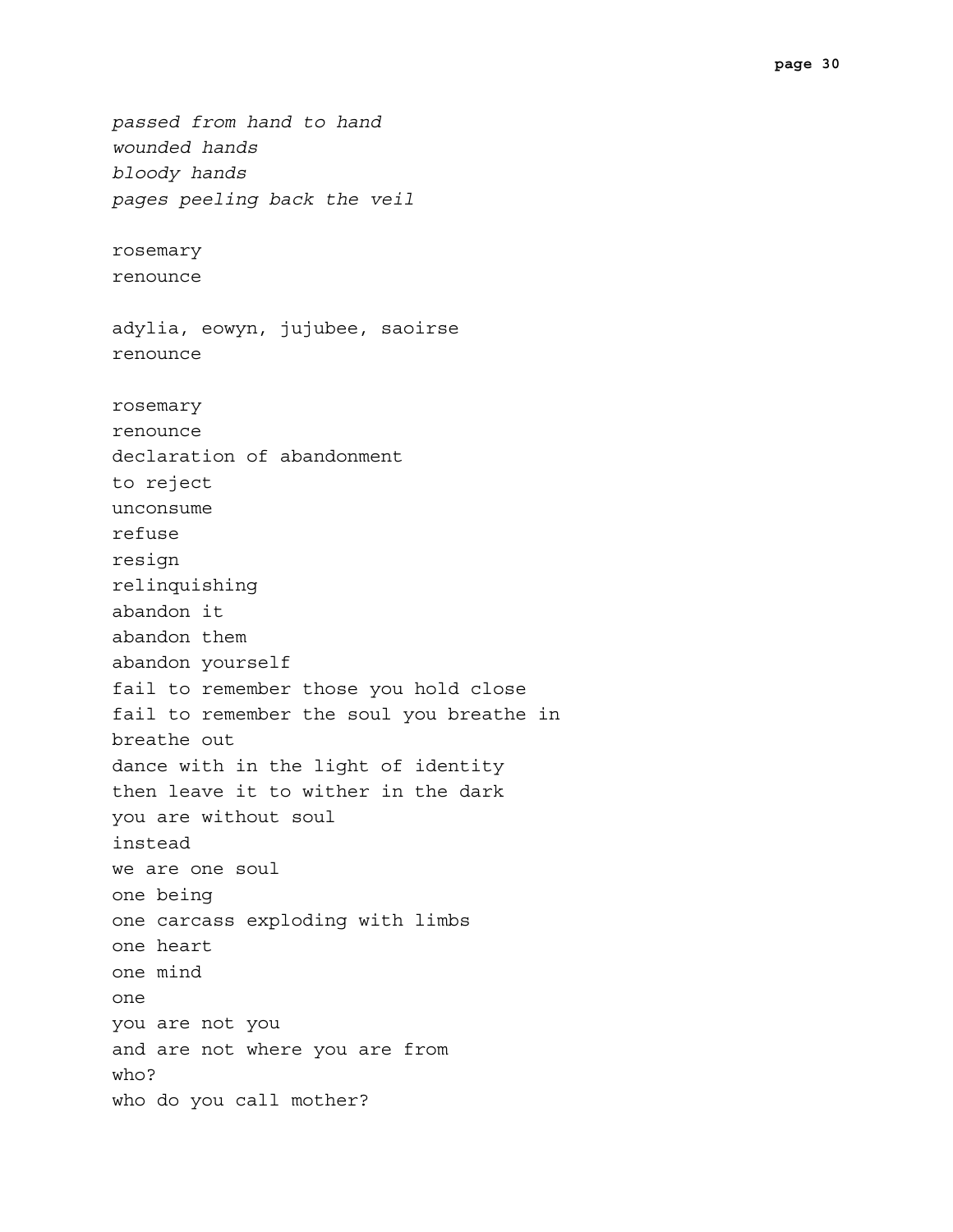*passed from hand to hand*
*wounded hands*
*bloody hands*
*pages peeling back the veil*

rosemary
renounce

adylia, eowyn, jujubee, saoirse
renounce

rosemary
renounce
declaration of abandonment
to reject
unconsume
refuse
resign
relinquishing
abandon it
abandon them
abandon yourself
fail to remember those you hold close
fail to remember the soul you breathe in
breathe out
dance with in the light of identity
then leave it to wither in the dark
you are without soul
instead
we are one soul
one being
one carcass exploding with limbs
one heart
one mind
one
you are not you
and are not where you are from
who?
who do you call mother?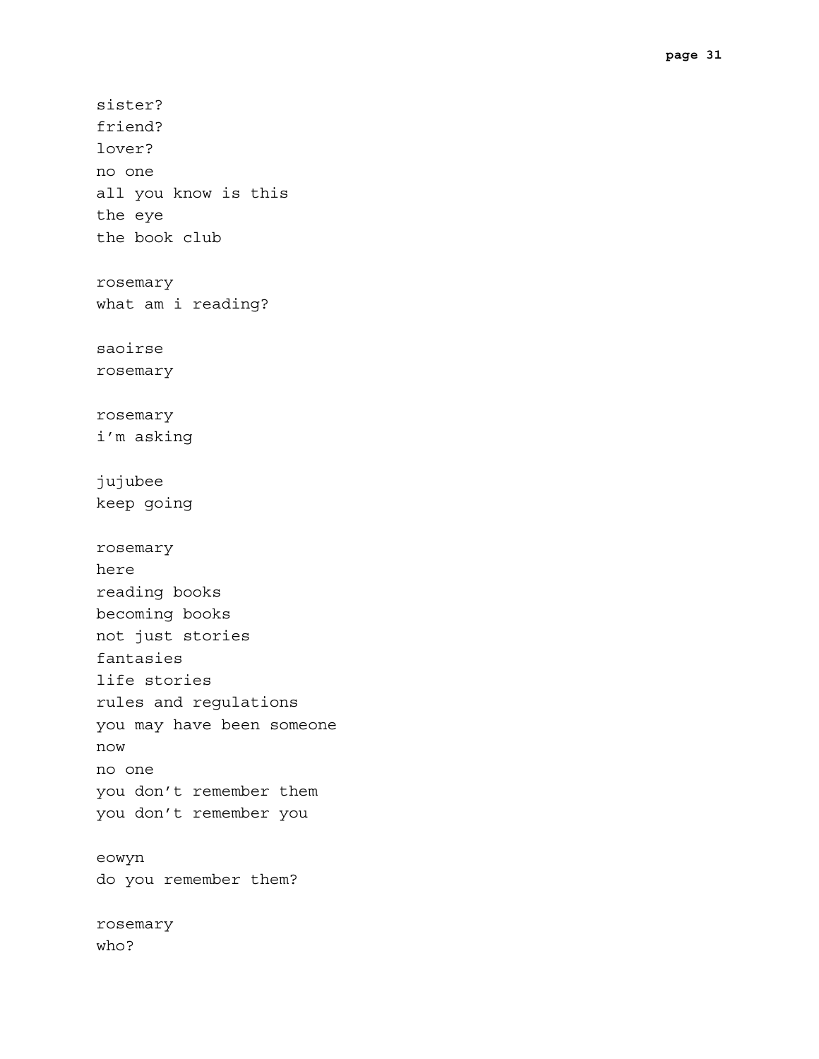sister?  
friend?  
lover?  
no one  
all you know is this  
the eye  
the book club

rosemary  
what am i reading?

saoirse  
rosemary

rosemary  
i’m asking

jujubee  
keep going

rosemary  
here  
reading books  
becoming books  
not just stories  
fantasies  
life stories  
rules and regulations  
you may have been someone  
now  
no one  
you don’t remember them  
you don’t remember you

eowyn  
do you remember them?

rosemary  
who?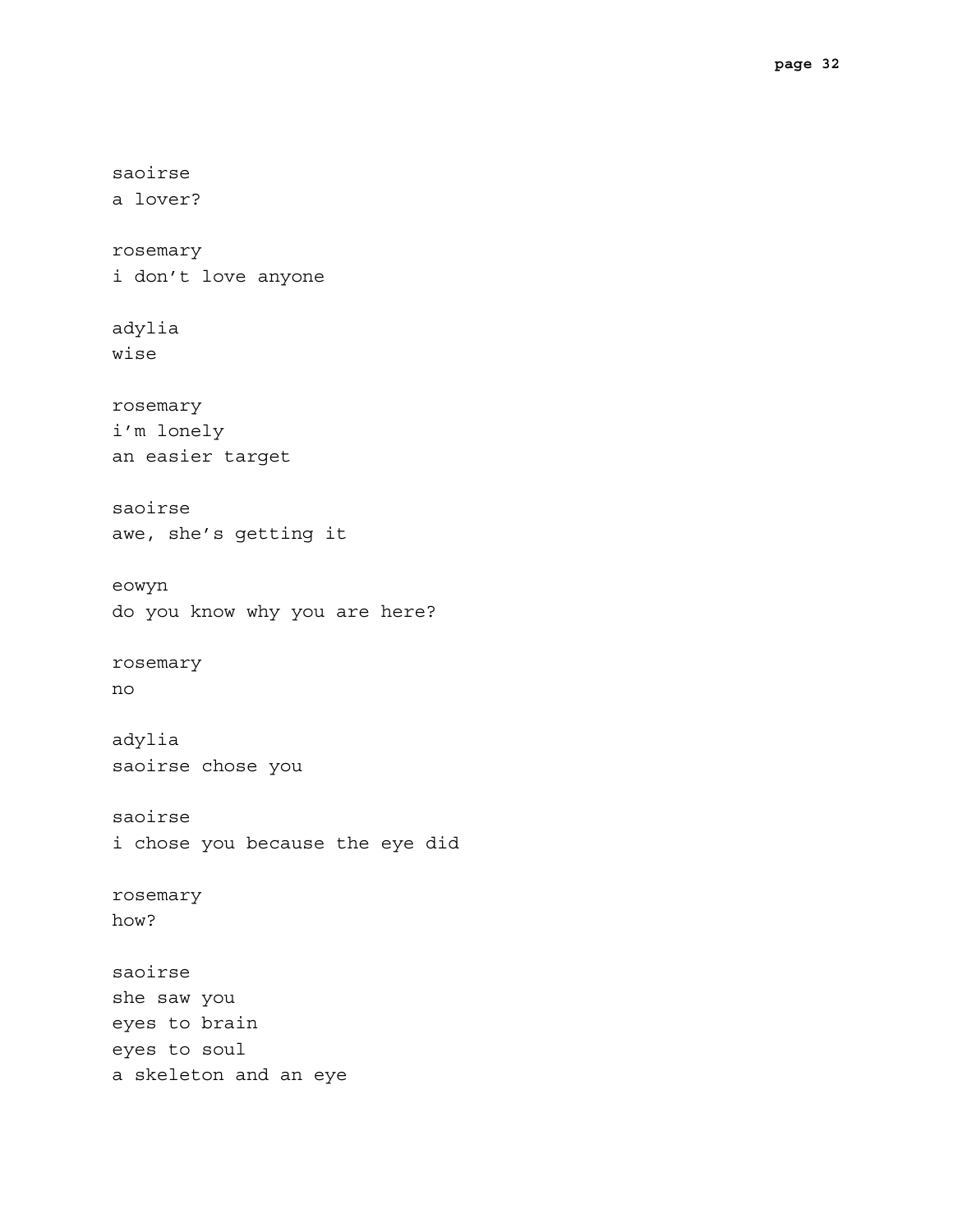saoirse
a lover?

rosemary
i don’t love anyone

adylia
wise

rosemary
i’m lonely
an easier target

saoirse
awe, she’s getting it

eowyn
do you know why you are here?

rosemary
no

adylia
saoirse chose you

saoirse
i chose you because the eye did

rosemary
how?

saoirse
she saw you
eyes to brain
eyes to soul
a skeleton and an eye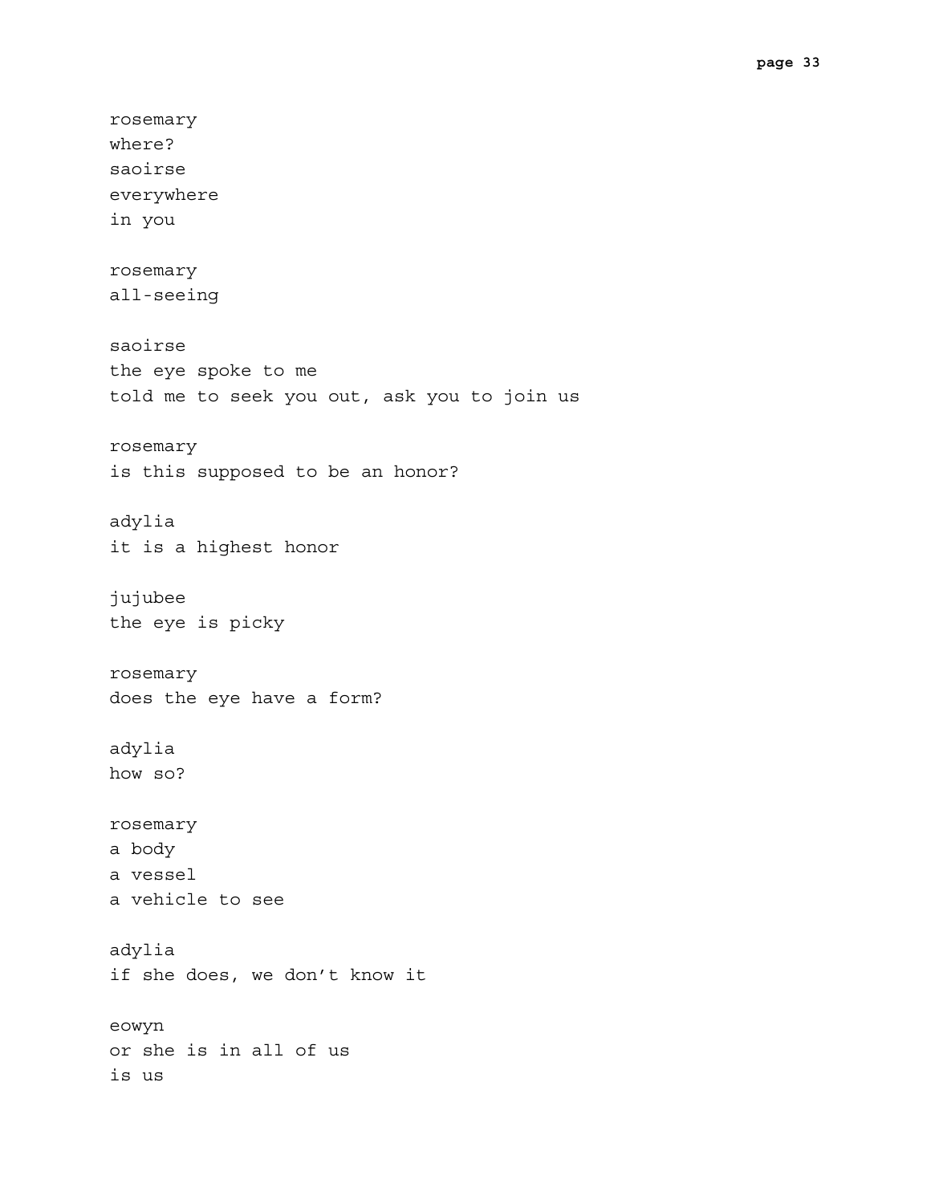rosemary  
where?  
saoirse  
everywhere  
in you

rosemary  
all-seeing

saoirse  
the eye spoke to me  
told me to seek you out, ask you to join us

rosemary  
is this supposed to be an honor?

adylia  
it is a highest honor

jujubee  
the eye is picky

rosemary  
does the eye have a form?

adylia  
how so?

rosemary  
a body  
a vessel  
a vehicle to see

adylia  
if she does, we don’t know it

eowyn  
or she is in all of us  
is us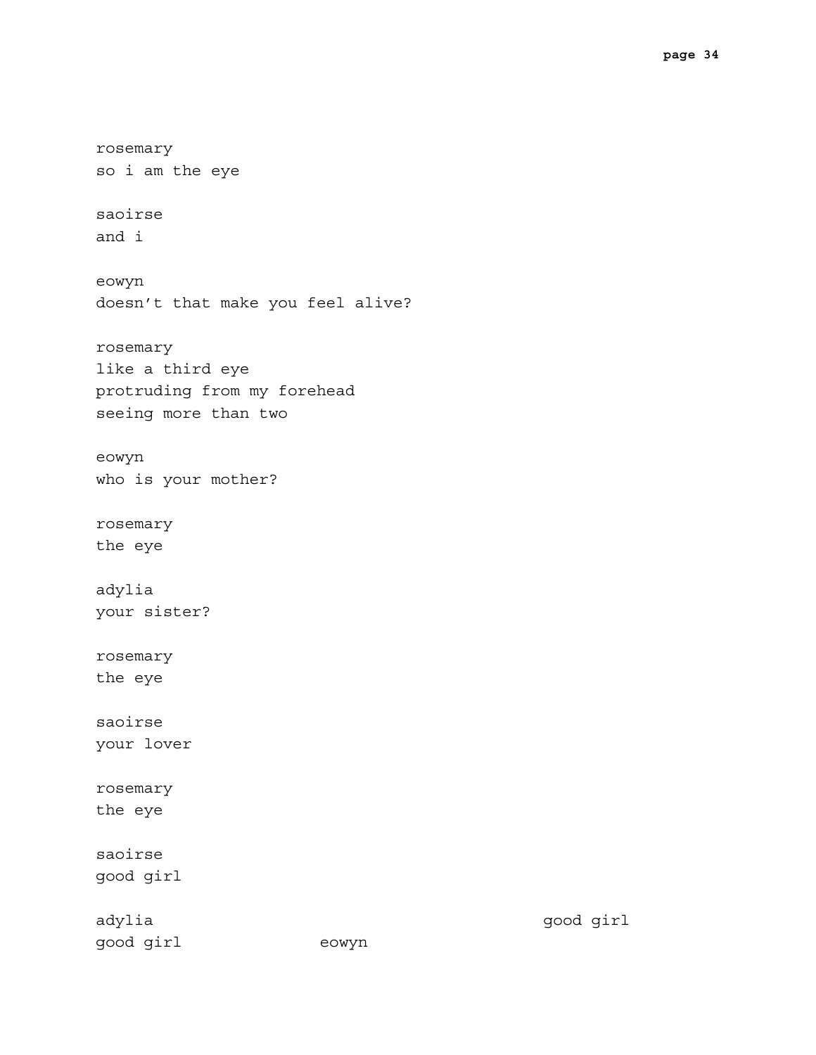rosemary
so i am the eye

saoirse
and i

eowyn
doesn't that make you feel alive?

rosemary
like a third eye
protruding from my forehead
seeing more than two

eowyn
who is your mother?

rosemary
the eye

adylia
your sister?

rosemary
the eye

saoirse
your lover

rosemary
the eye

saoirse
good girl

adylia
good girl

eowyn
good girl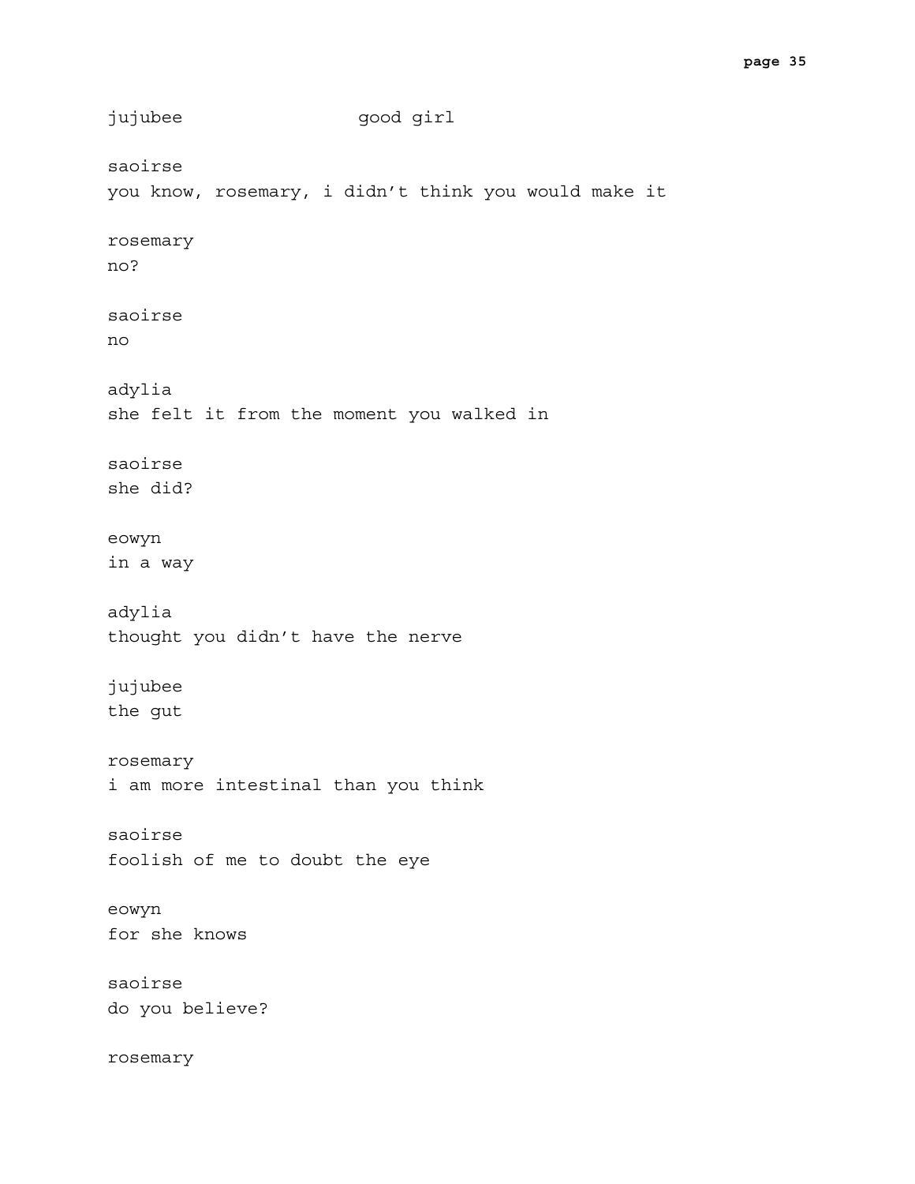jujubee good girl

saoirse
you know, rosemary, i didn't think you would make it

rosemary
no?

saoirse
no

adylia
she felt it from the moment you walked in

saoirse
she did?

eowyn
in a way

adylia
thought you didn't have the nerve

jujubee
the gut

rosemary
i am more intestinal than you think

saoirse
foolish of me to doubt the eye

eowyn
for she knows

saoirse
do you believe?

rosemary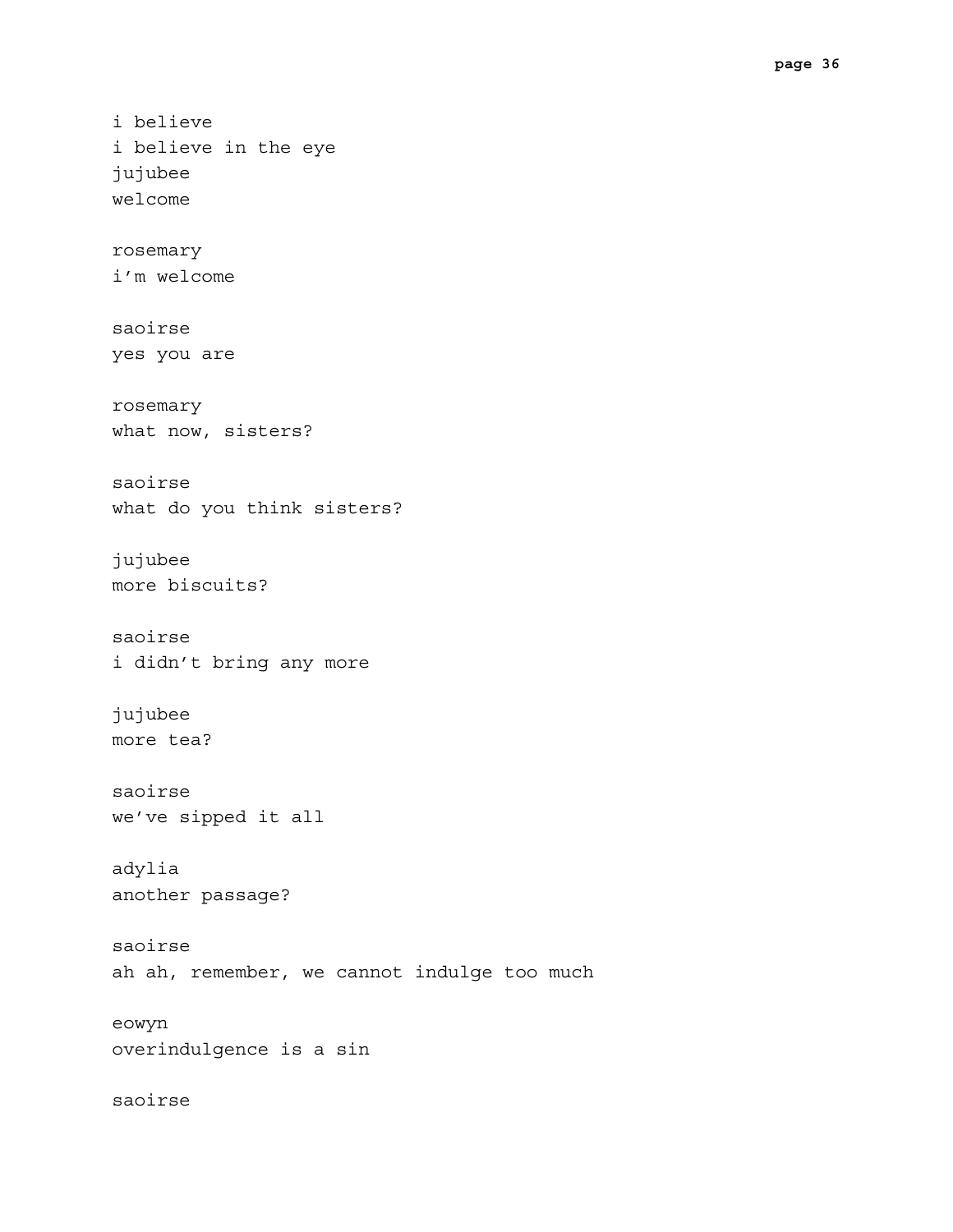i believe
i believe in the eye
jujubee
welcome

rosemary
i'm welcome

saoirse
yes you are

rosemary
what now, sisters?

saoirse
what do you think sisters?

jujubee
more biscuits?

saoirse
i didn't bring any more

jujubee
more tea?

saoirse
we've sipped it all

adylia
another passage?

saoirse
ah ah, remember, we cannot indulge too much

eowyn
overindulgence is a sin

saoirse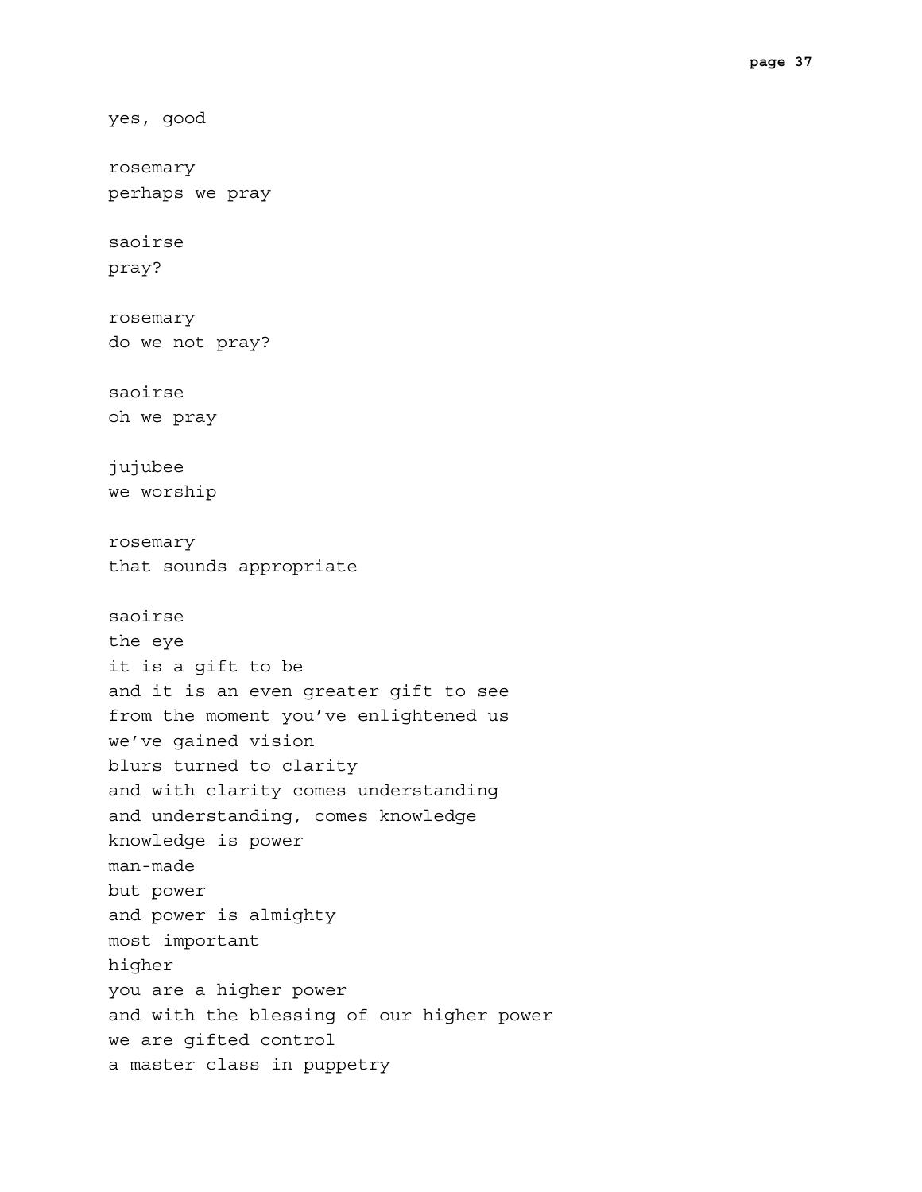yes, good

rosemary
perhaps we pray

saoirse
pray?

rosemary
do we not pray?

saoirse
oh we pray

jujubee
we worship

rosemary
that sounds appropriate

saoirse
the eye
it is a gift to be
and it is an even greater gift to see
from the moment you've enlightened us
we've gained vision
blurs turned to clarity
and with clarity comes understanding
and understanding, comes knowledge
knowledge is power
man-made
but power
and power is almighty
most important
higher
you are a higher power
and with the blessing of our higher power
we are gifted control
a master class in puppetry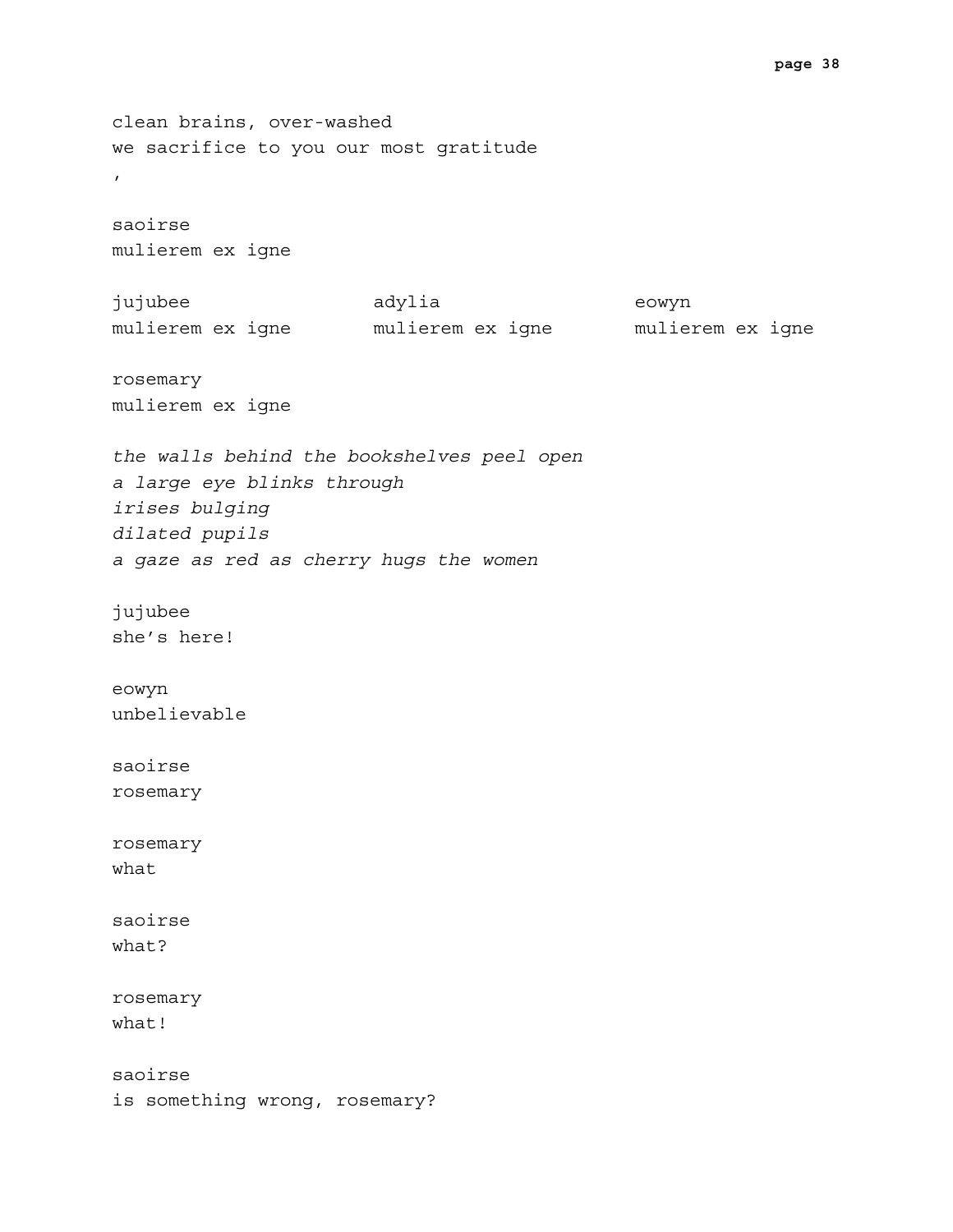clean brains, over-washed
we sacrifice to you our most gratitude
,

saoirse
mulierem ex igne

jujubee
mulierem ex igne

adylia
mulierem ex igne

eowyn
mulierem ex igne

rosemary
mulierem ex igne

*the walls behind the bookshelves peel open*
*a large eye blinks through*
*irises bulging*
*dilated pupils*
*a gaze as red as cherry hugs the women*

jujubee
she's here!

eowyn
unbelievable

saoirse
rosemary

rosemary
what

saoirse
what?

rosemary
what!

saoirse
is something wrong, rosemary?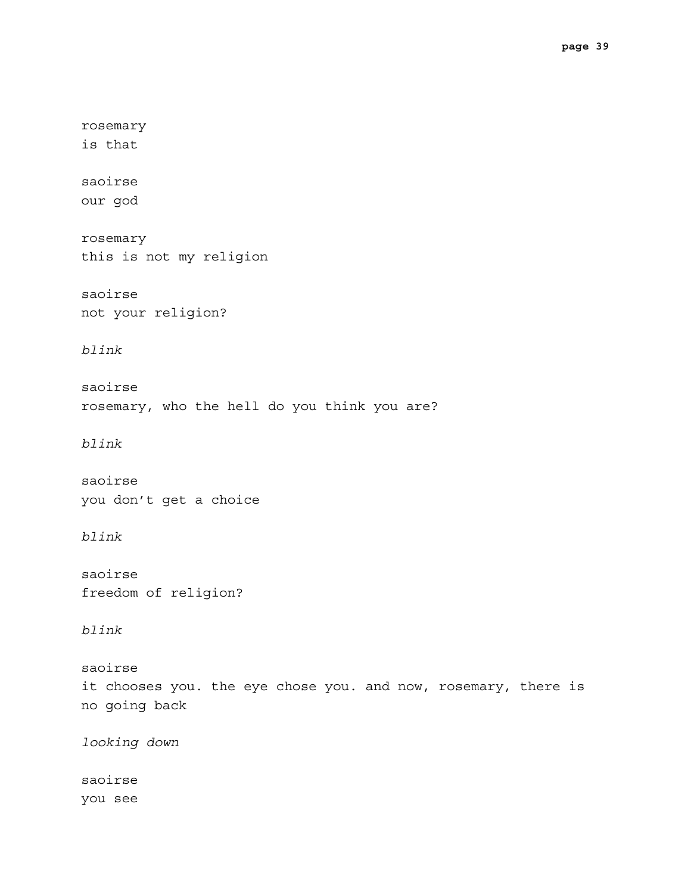rosemary
is that

saoirse
our god

rosemary
this is not my religion

saoirse
not your religion?

*blink*

saoirse
rosemary, who the hell do you think you are?

*blink*

saoirse
you don't get a choice

*blink*

saoirse
freedom of religion?

*blink*

saoirse
it chooses you. the eye chose you. and now, rosemary, there is no going back

*looking down*

saoirse
you see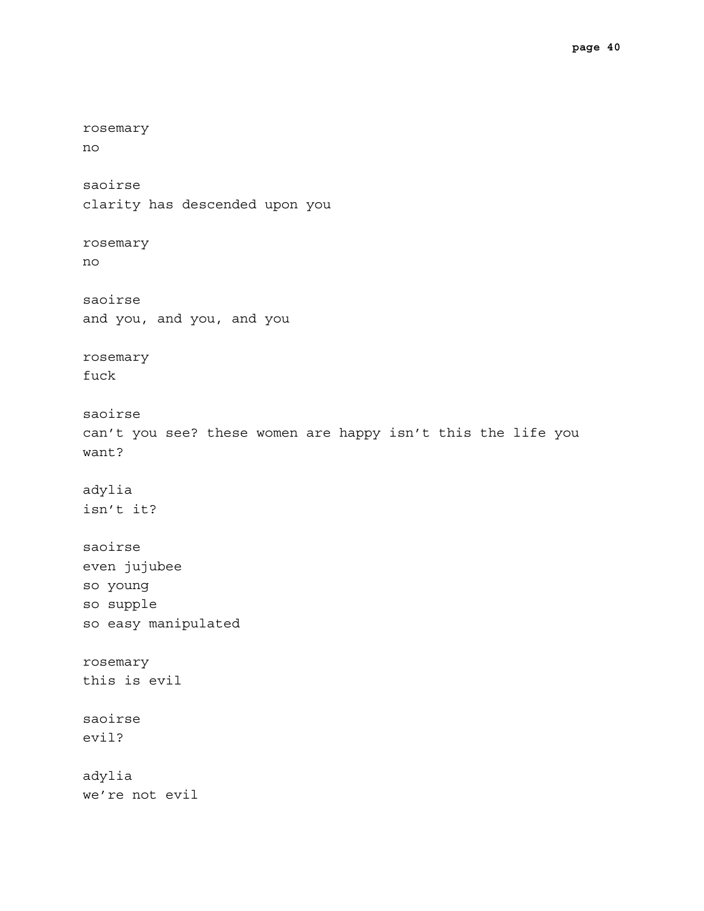rosemary
no

saoirse
clarity has descended upon you

rosemary
no

saoirse
and you, and you, and you

rosemary
fuck

saoirse
can't you see? these women are happy isn't this the life you want?

adylia
isn't it?

saoirse
even jujubee
so young
so supple
so easy manipulated

rosemary
this is evil

saoirse
evil?

adylia
we're not evil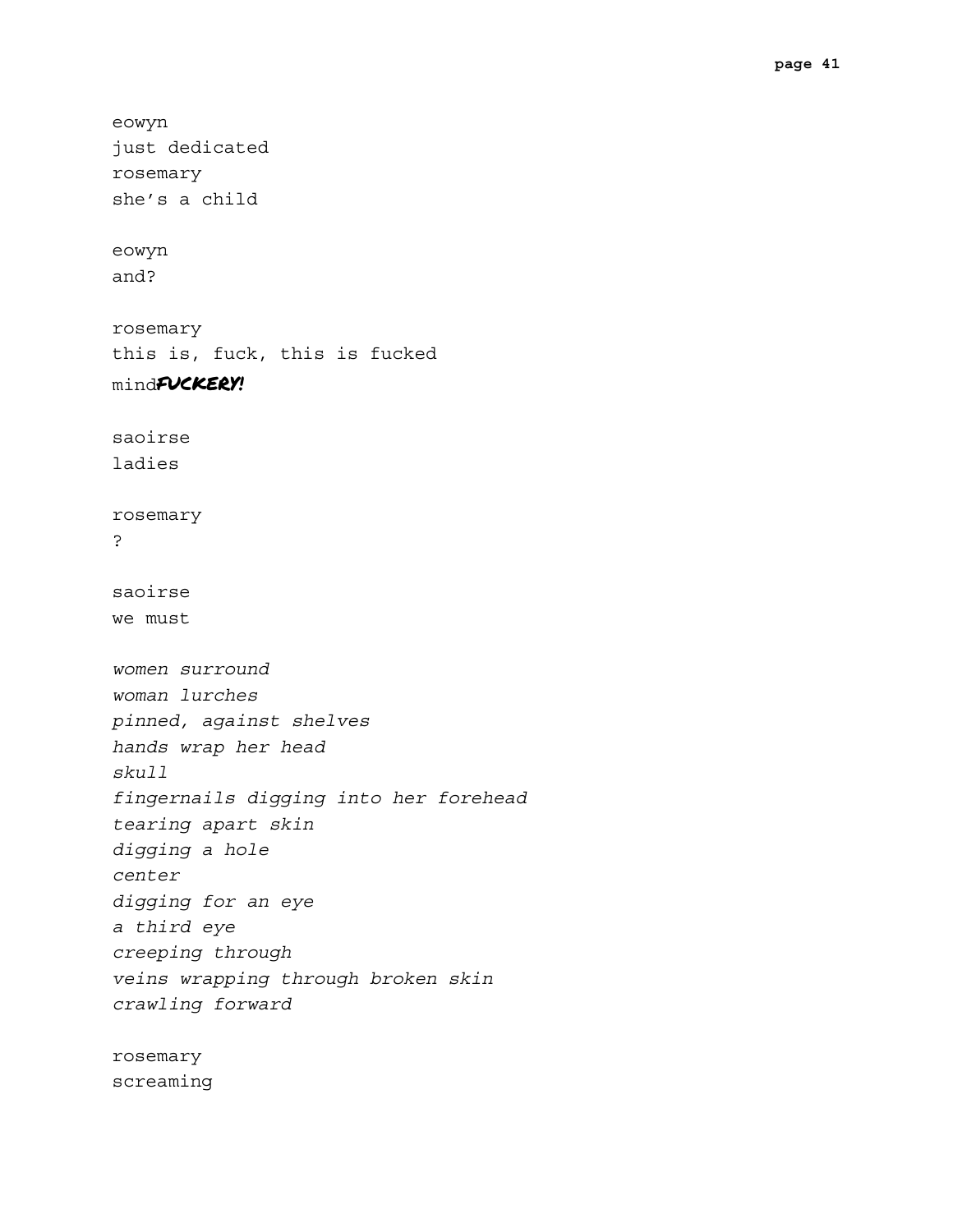eowyn
just dedicated

rosemary
she's a child

eowyn
and?

rosemary
this is, fuck, this is fucked
mind**FUCKERY!**

saoirse
ladies

rosemary
?

saoirse
we must

*women surround*
*woman lurches*
*pinned, against shelves*
*hands wrap her head*
*skull*
*fingernails digging into her forehead*
*tearing apart skin*
*digging a hole*
*center*
*digging for an eye*
*a third eye*
*creeping through*
*veins wrapping through broken skin*
*crawling forward*

rosemary
screaming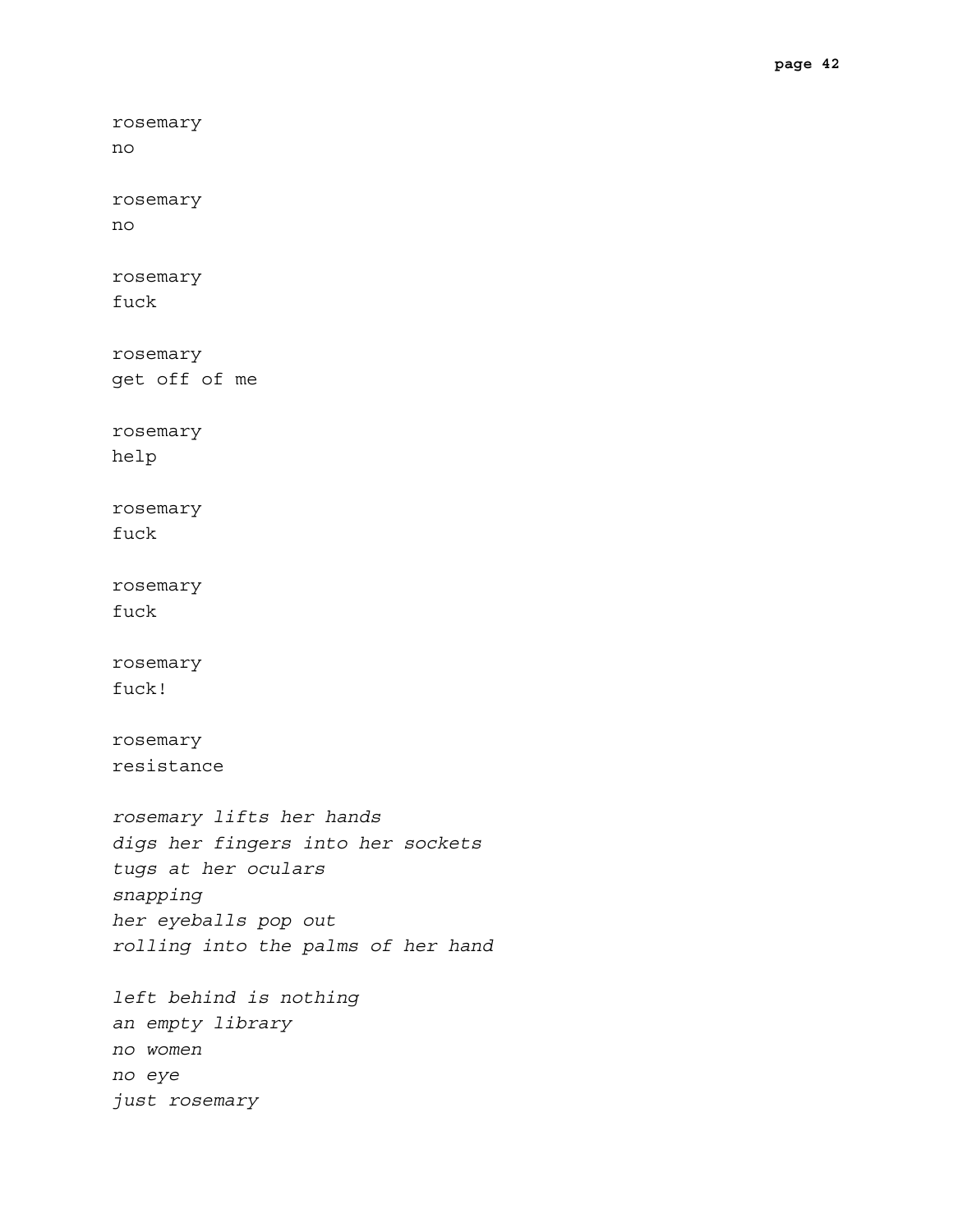rosemary
no

rosemary
no

rosemary
fuck

rosemary
get off of me

rosemary
help

rosemary
fuck

rosemary
fuck

rosemary
fuck!

rosemary
resistance

*rosemary lifts her hands*
*digs her fingers into her sockets*
*tugs at her oculars*
*snapping*
*her eyeballs pop out*
*rolling into the palms of her hand*

*left behind is nothing*
*an empty library*
*no women*
*no eye*
*just rosemary*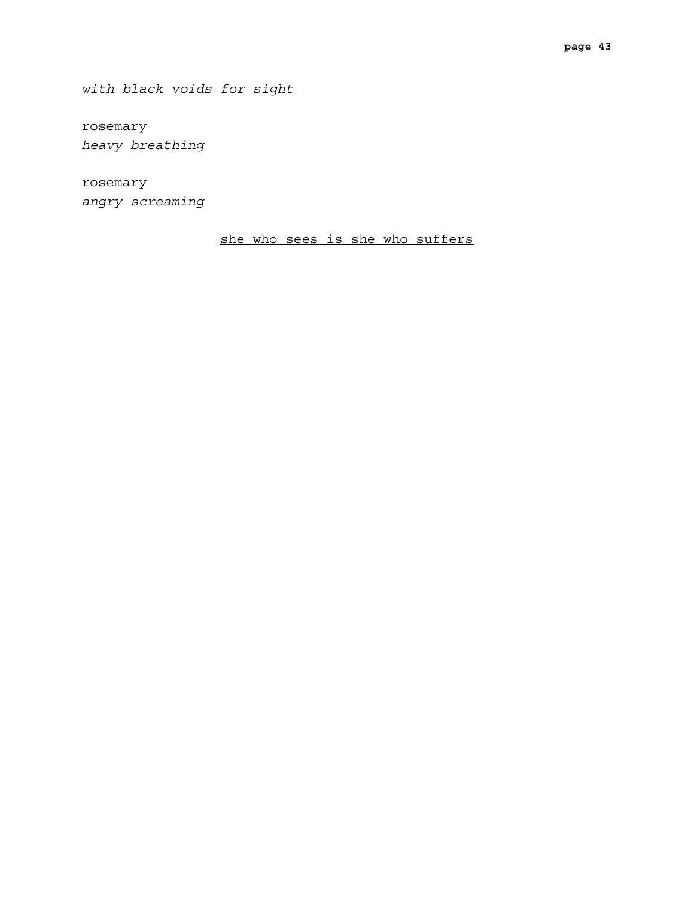*with black voids for sight*

rosemary
*heavy breathing*

rosemary
*angry screaming*

<u>she who sees is she who suffers</u>